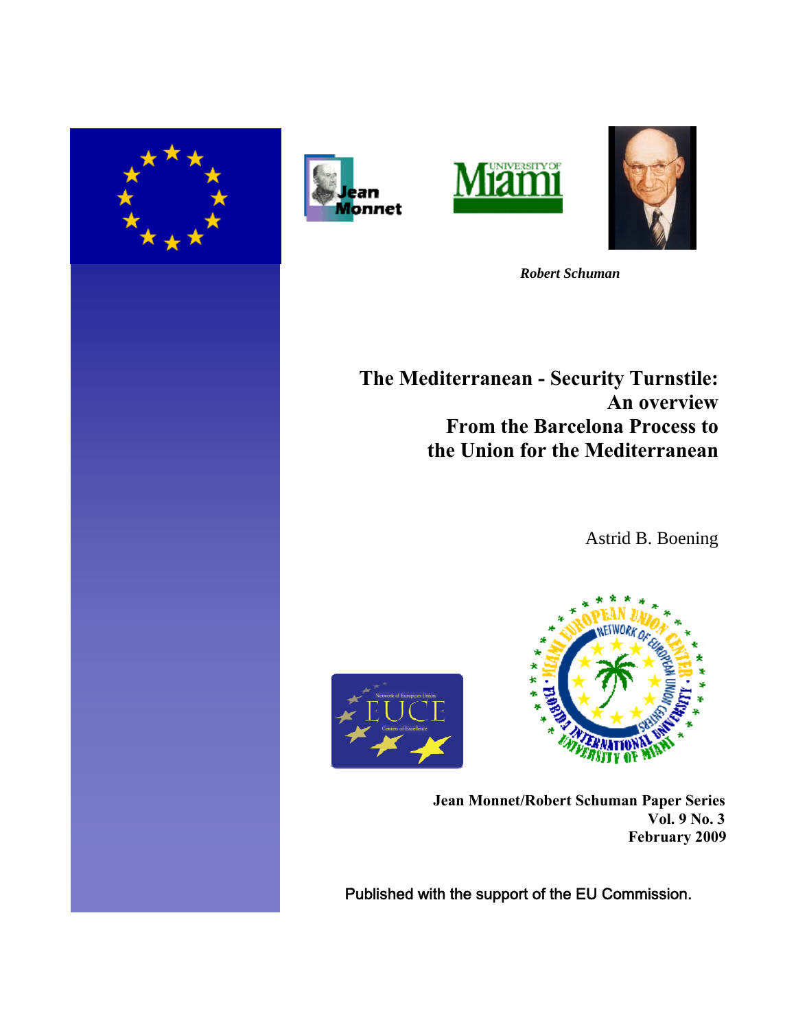*Robert Schuman*

# The Mediterranean - Security Turnstile: An overview From the Barcelona Process to the Union for the Mediterranean

Astrid B. Boening

**Jean Monnet/Robert Schuman Paper Series**
**Vol. 9 No. 3**
**February 2009**

Published with the support of the EU Commission.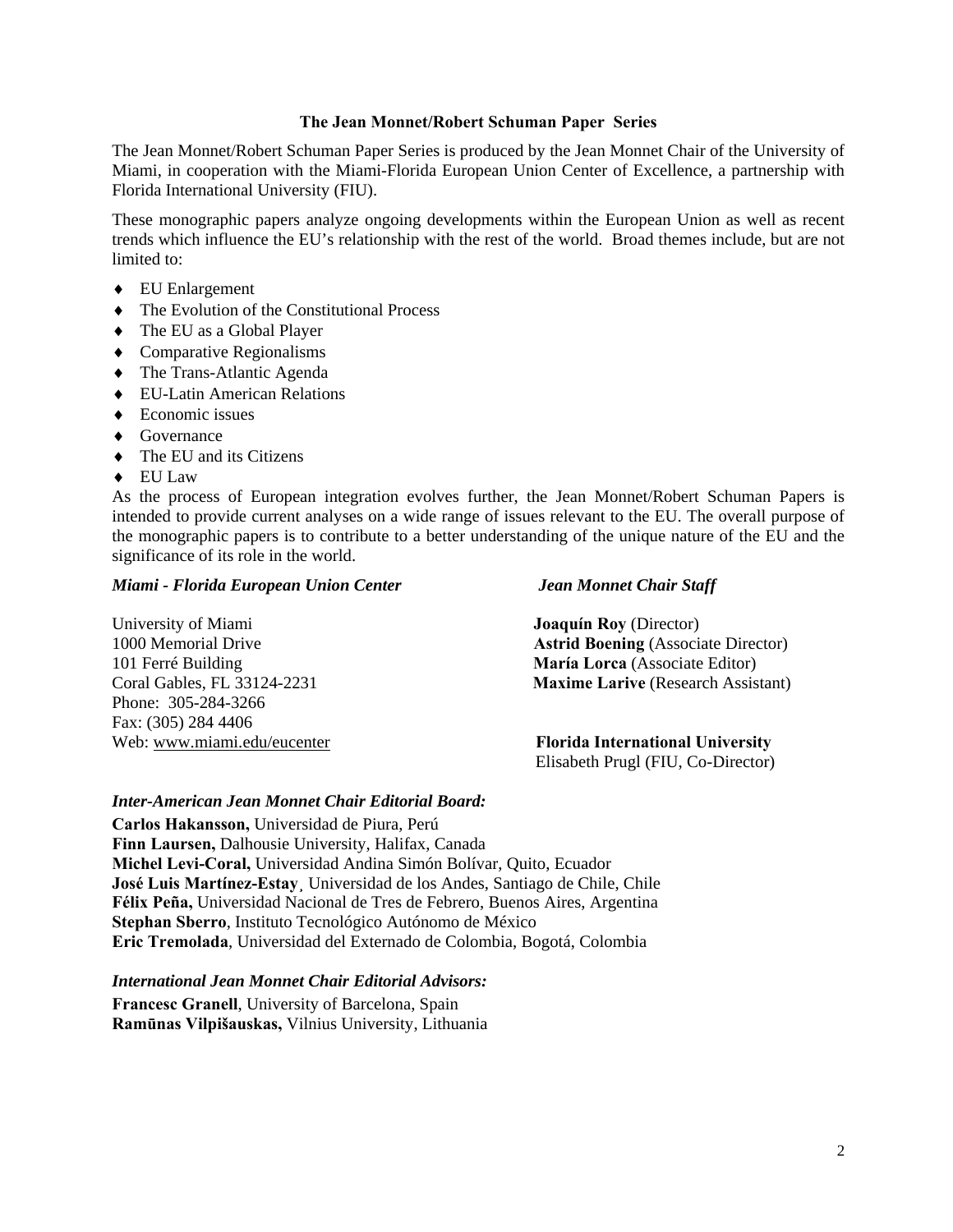## The Jean Monnet/Robert Schuman Paper Series

The Jean Monnet/Robert Schuman Paper Series is produced by the Jean Monnet Chair of the University of Miami, in cooperation with the Miami-Florida European Union Center of Excellence, a partnership with Florida International University (FIU).

These monographic papers analyze ongoing developments within the European Union as well as recent trends which influence the EU's relationship with the rest of the world. Broad themes include, but are not limited to:

- EU Enlargement
- The Evolution of the Constitutional Process
- The EU as a Global Player
- Comparative Regionalisms
- The Trans-Atlantic Agenda
- EU-Latin American Relations
- Economic issues
- Governance
- The EU and its Citizens
- EU Law

As the process of European integration evolves further, the Jean Monnet/Robert Schuman Papers is intended to provide current analyses on a wide range of issues relevant to the EU. The overall purpose of the monographic papers is to contribute to a better understanding of the unique nature of the EU and the significance of its role in the world.

***Miami - Florida European Union Center***

University of Miami
1000 Memorial Drive
101 Ferré Building
Coral Gables, FL 33124-2231
Phone: 305-284-3266
Fax: (305) 284 4406
Web: www.miami.edu/eucenter

***Jean Monnet Chair Staff***

**Joaquín Roy** (Director)
**Astrid Boening** (Associate Director)
**María Lorca** (Associate Editor)
**Maxime Larive** (Research Assistant)

**Florida International University**
Elisabeth Prugl (FIU, Co-Director)

***Inter-American Jean Monnet Chair Editorial Board:***

**Carlos Hakansson,** Universidad de Piura, Perú
**Finn Laursen,** Dalhousie University, Halifax, Canada
**Michel Levi-Coral,** Universidad Andina Simón Bolívar, Quito, Ecuador
**José Luis Martínez-Estay**¸ Universidad de los Andes, Santiago de Chile, Chile
**Félix Peña,** Universidad Nacional de Tres de Febrero, Buenos Aires, Argentina
**Stephan Sberro**, Instituto Tecnológico Autónomo de México
**Eric Tremolada**, Universidad del Externado de Colombia, Bogotá, Colombia

***International Jean Monnet Chair Editorial Advisors:***

**Francesc Granell**, University of Barcelona, Spain
**Ramūnas Vilpišauskas,** Vilnius University, Lithuania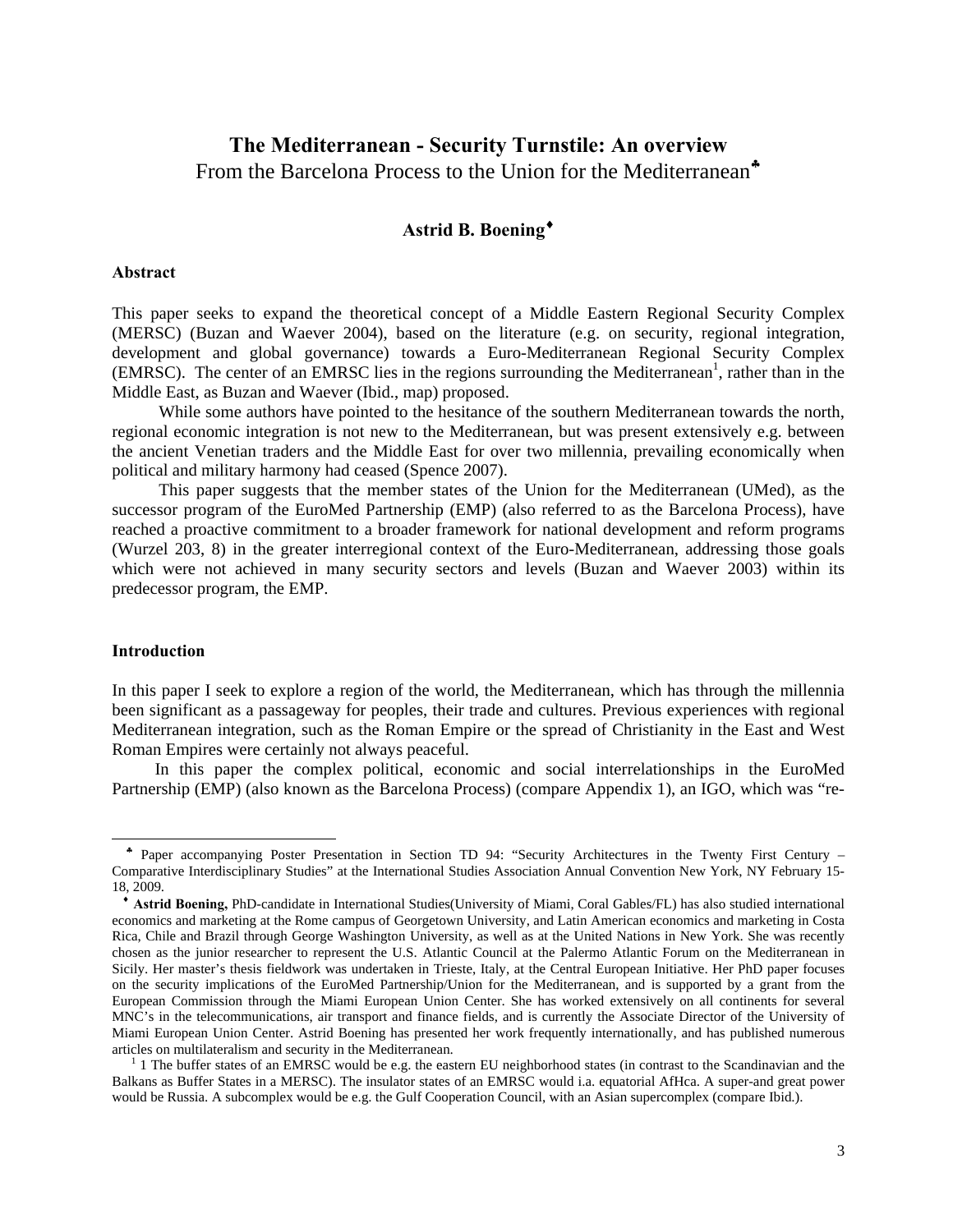# The Mediterranean - Security Turnstile: An overview

From the Barcelona Process to the Union for the Mediterranean[♣]

**Astrid B. Boening**[♦]

### Abstract

This paper seeks to expand the theoretical concept of a Middle Eastern Regional Security Complex (MERSC) (Buzan and Waever 2004), based on the literature (e.g. on security, regional integration, development and global governance) towards a Euro-Mediterranean Regional Security Complex (EMRSC). The center of an EMRSC lies in the regions surrounding the Mediterranean[1], rather than in the Middle East, as Buzan and Waever (Ibid., map) proposed.

While some authors have pointed to the hesitance of the southern Mediterranean towards the north, regional economic integration is not new to the Mediterranean, but was present extensively e.g. between the ancient Venetian traders and the Middle East for over two millennia, prevailing economically when political and military harmony had ceased (Spence 2007).

This paper suggests that the member states of the Union for the Mediterranean (UMed), as the successor program of the EuroMed Partnership (EMP) (also referred to as the Barcelona Process), have reached a proactive commitment to a broader framework for national development and reform programs (Wurzel 203, 8) in the greater interregional context of the Euro-Mediterranean, addressing those goals which were not achieved in many security sectors and levels (Buzan and Waever 2003) within its predecessor program, the EMP.

### Introduction

In this paper I seek to explore a region of the world, the Mediterranean, which has through the millennia been significant as a passageway for peoples, their trade and cultures. Previous experiences with regional Mediterranean integration, such as the Roman Empire or the spread of Christianity in the East and West Roman Empires were certainly not always peaceful.

In this paper the complex political, economic and social interrelationships in the EuroMed Partnership (EMP) (also known as the Barcelona Process) (compare Appendix 1), an IGO, which was "re-

---

[♣] Paper accompanying Poster Presentation in Section TD 94: "Security Architectures in the Twenty First Century – Comparative Interdisciplinary Studies" at the International Studies Association Annual Convention New York, NY February 15-18, 2009.

[♦] **Astrid Boening,** PhD-candidate in International Studies(University of Miami, Coral Gables/FL) has also studied international economics and marketing at the Rome campus of Georgetown University, and Latin American economics and marketing in Costa Rica, Chile and Brazil through George Washington University, as well as at the United Nations in New York. She was recently chosen as the junior researcher to represent the U.S. Atlantic Council at the Palermo Atlantic Forum on the Mediterranean in Sicily. Her master's thesis fieldwork was undertaken in Trieste, Italy, at the Central European Initiative. Her PhD paper focuses on the security implications of the EuroMed Partnership/Union for the Mediterranean, and is supported by a grant from the European Commission through the Miami European Union Center. She has worked extensively on all continents for several MNC's in the telecommunications, air transport and finance fields, and is currently the Associate Director of the University of Miami European Union Center. Astrid Boening has presented her work frequently internationally, and has published numerous articles on multilateralism and security in the Mediterranean.

[1] 1 The buffer states of an EMRSC would be e.g. the eastern EU neighborhood states (in contrast to the Scandinavian and the Balkans as Buffer States in a MERSC). The insulator states of an EMRSC would i.a. equatorial AfHca. A super-and great power would be Russia. A subcomplex would be e.g. the Gulf Cooperation Council, with an Asian supercomplex (compare Ibid.).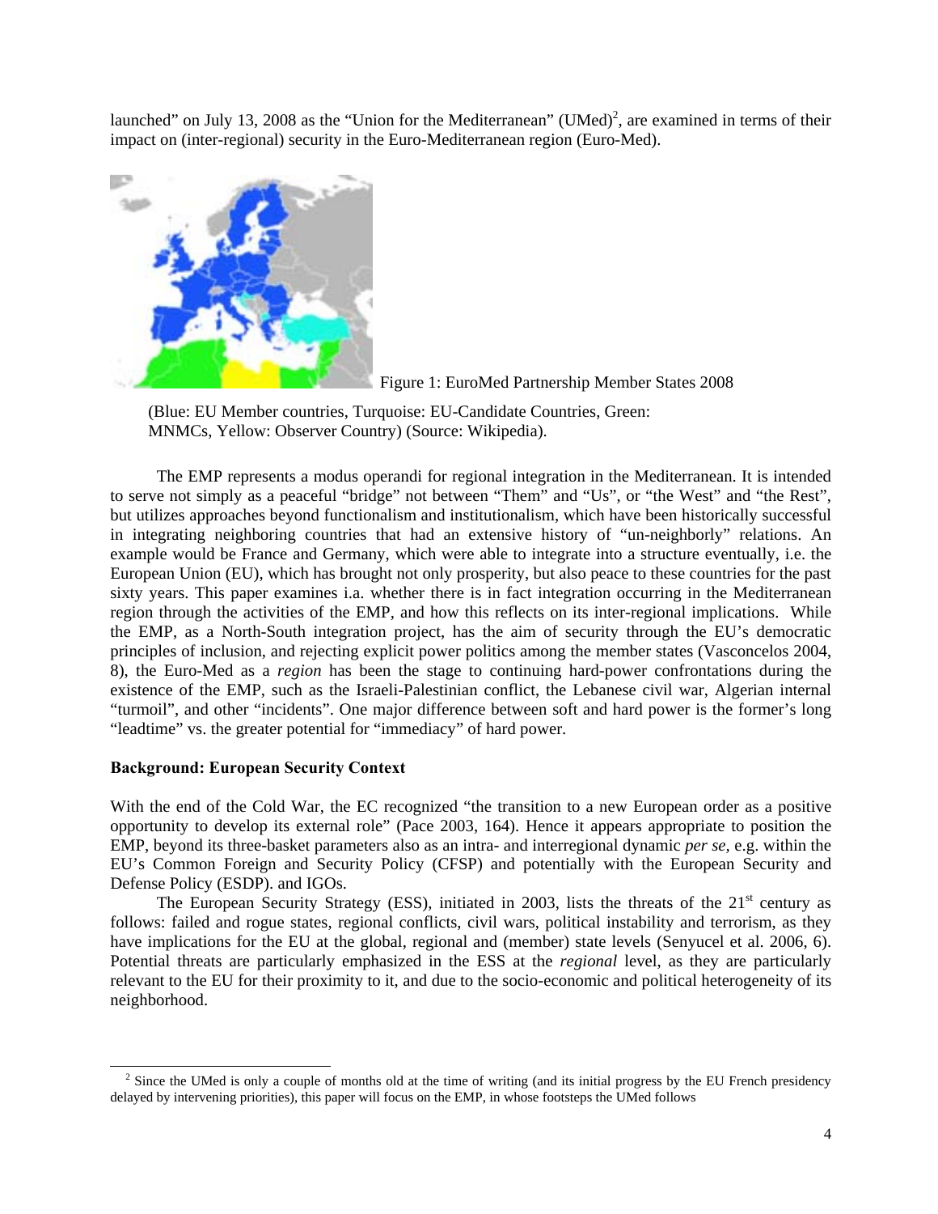launched" on July 13, 2008 as the "Union for the Mediterranean" (UMed)[2], are examined in terms of their impact on (inter-regional) security in the Euro-Mediterranean region (Euro-Med).

Figure 1: EuroMed Partnership Member States 2008

(Blue: EU Member countries, Turquoise: EU-Candidate Countries, Green: MNMCs, Yellow: Observer Country) (Source: Wikipedia).

The EMP represents a modus operandi for regional integration in the Mediterranean. It is intended to serve not simply as a peaceful "bridge" not between "Them" and "Us", or "the West" and "the Rest", but utilizes approaches beyond functionalism and institutionalism, which have been historically successful in integrating neighboring countries that had an extensive history of "un-neighborly" relations. An example would be France and Germany, which were able to integrate into a structure eventually, i.e. the European Union (EU), which has brought not only prosperity, but also peace to these countries for the past sixty years. This paper examines i.a. whether there is in fact integration occurring in the Mediterranean region through the activities of the EMP, and how this reflects on its inter-regional implications. While the EMP, as a North-South integration project, has the aim of security through the EU's democratic principles of inclusion, and rejecting explicit power politics among the member states (Vasconcelos 2004, 8), the Euro-Med as a *region* has been the stage to continuing hard-power confrontations during the existence of the EMP, such as the Israeli-Palestinian conflict, the Lebanese civil war, Algerian internal "turmoil", and other "incidents". One major difference between soft and hard power is the former's long "leadtime" vs. the greater potential for "immediacy" of hard power.

**Background: European Security Context**

With the end of the Cold War, the EC recognized "the transition to a new European order as a positive opportunity to develop its external role" (Pace 2003, 164). Hence it appears appropriate to position the EMP, beyond its three-basket parameters also as an intra- and interregional dynamic *per se,* e.g. within the EU's Common Foreign and Security Policy (CFSP) and potentially with the European Security and Defense Policy (ESDP). and IGOs.

The European Security Strategy (ESS), initiated in 2003, lists the threats of the 21st century as follows: failed and rogue states, regional conflicts, civil wars, political instability and terrorism, as they have implications for the EU at the global, regional and (member) state levels (Senyucel et al. 2006, 6). Potential threats are particularly emphasized in the ESS at the *regional* level, as they are particularly relevant to the EU for their proximity to it, and due to the socio-economic and political heterogeneity of its neighborhood.

[2] Since the UMed is only a couple of months old at the time of writing (and its initial progress by the EU French presidency delayed by intervening priorities), this paper will focus on the EMP, in whose footsteps the UMed follows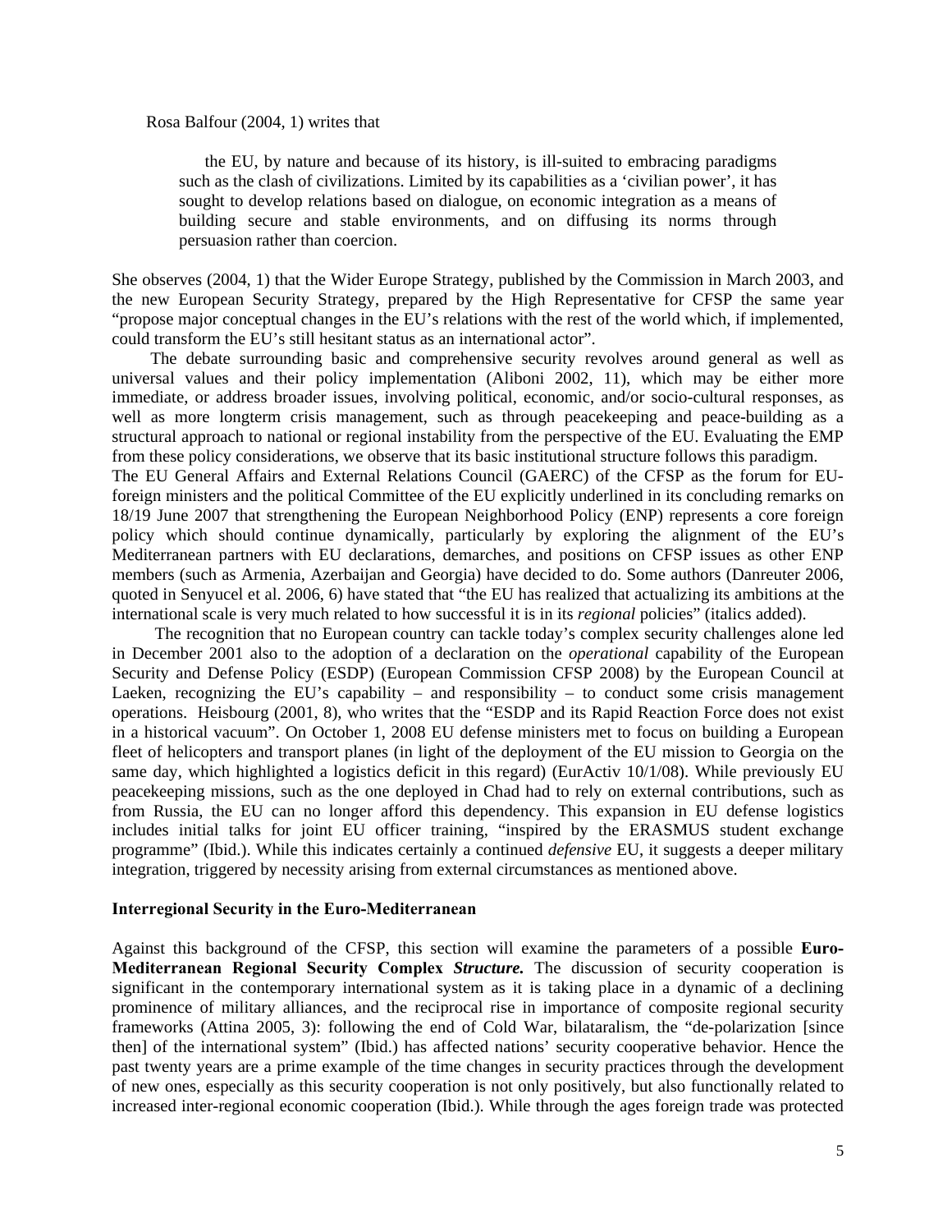Rosa Balfour (2004, 1) writes that

> the EU, by nature and because of its history, is ill-suited to embracing paradigms such as the clash of civilizations. Limited by its capabilities as a 'civilian power', it has sought to develop relations based on dialogue, on economic integration as a means of building secure and stable environments, and on diffusing its norms through persuasion rather than coercion.

She observes (2004, 1) that the Wider Europe Strategy, published by the Commission in March 2003, and the new European Security Strategy, prepared by the High Representative for CFSP the same year "propose major conceptual changes in the EU's relations with the rest of the world which, if implemented, could transform the EU's still hesitant status as an international actor".

The debate surrounding basic and comprehensive security revolves around general as well as universal values and their policy implementation (Aliboni 2002, 11), which may be either more immediate, or address broader issues, involving political, economic, and/or socio-cultural responses, as well as more longterm crisis management, such as through peacekeeping and peace-building as a structural approach to national or regional instability from the perspective of the EU. Evaluating the EMP from these policy considerations, we observe that its basic institutional structure follows this paradigm.

The EU General Affairs and External Relations Council (GAERC) of the CFSP as the forum for EU-foreign ministers and the political Committee of the EU explicitly underlined in its concluding remarks on 18/19 June 2007 that strengthening the European Neighborhood Policy (ENP) represents a core foreign policy which should continue dynamically, particularly by exploring the alignment of the EU's Mediterranean partners with EU declarations, demarches, and positions on CFSP issues as other ENP members (such as Armenia, Azerbaijan and Georgia) have decided to do. Some authors (Danreuter 2006, quoted in Senyucel et al. 2006, 6) have stated that "the EU has realized that actualizing its ambitions at the international scale is very much related to how successful it is in its *regional* policies" (italics added).

The recognition that no European country can tackle today's complex security challenges alone led in December 2001 also to the adoption of a declaration on the *operational* capability of the European Security and Defense Policy (ESDP) (European Commission CFSP 2008) by the European Council at Laeken, recognizing the EU's capability – and responsibility – to conduct some crisis management operations. Heisbourg (2001, 8), who writes that the "ESDP and its Rapid Reaction Force does not exist in a historical vacuum". On October 1, 2008 EU defense ministers met to focus on building a European fleet of helicopters and transport planes (in light of the deployment of the EU mission to Georgia on the same day, which highlighted a logistics deficit in this regard) (EurActiv 10/1/08). While previously EU peacekeeping missions, such as the one deployed in Chad had to rely on external contributions, such as from Russia, the EU can no longer afford this dependency. This expansion in EU defense logistics includes initial talks for joint EU officer training, "inspired by the ERASMUS student exchange programme" (Ibid.). While this indicates certainly a continued *defensive* EU, it suggests a deeper military integration, triggered by necessity arising from external circumstances as mentioned above.

### Interregional Security in the Euro-Mediterranean

Against this background of the CFSP, this section will examine the parameters of a possible **Euro-Mediterranean Regional Security Complex *Structure.*** The discussion of security cooperation is significant in the contemporary international system as it is taking place in a dynamic of a declining prominence of military alliances, and the reciprocal rise in importance of composite regional security frameworks (Attina 2005, 3): following the end of Cold War, bilataralism, the "de-polarization [since then] of the international system" (Ibid.) has affected nations' security cooperative behavior. Hence the past twenty years are a prime example of the time changes in security practices through the development of new ones, especially as this security cooperation is not only positively, but also functionally related to increased inter-regional economic cooperation (Ibid.). While through the ages foreign trade was protected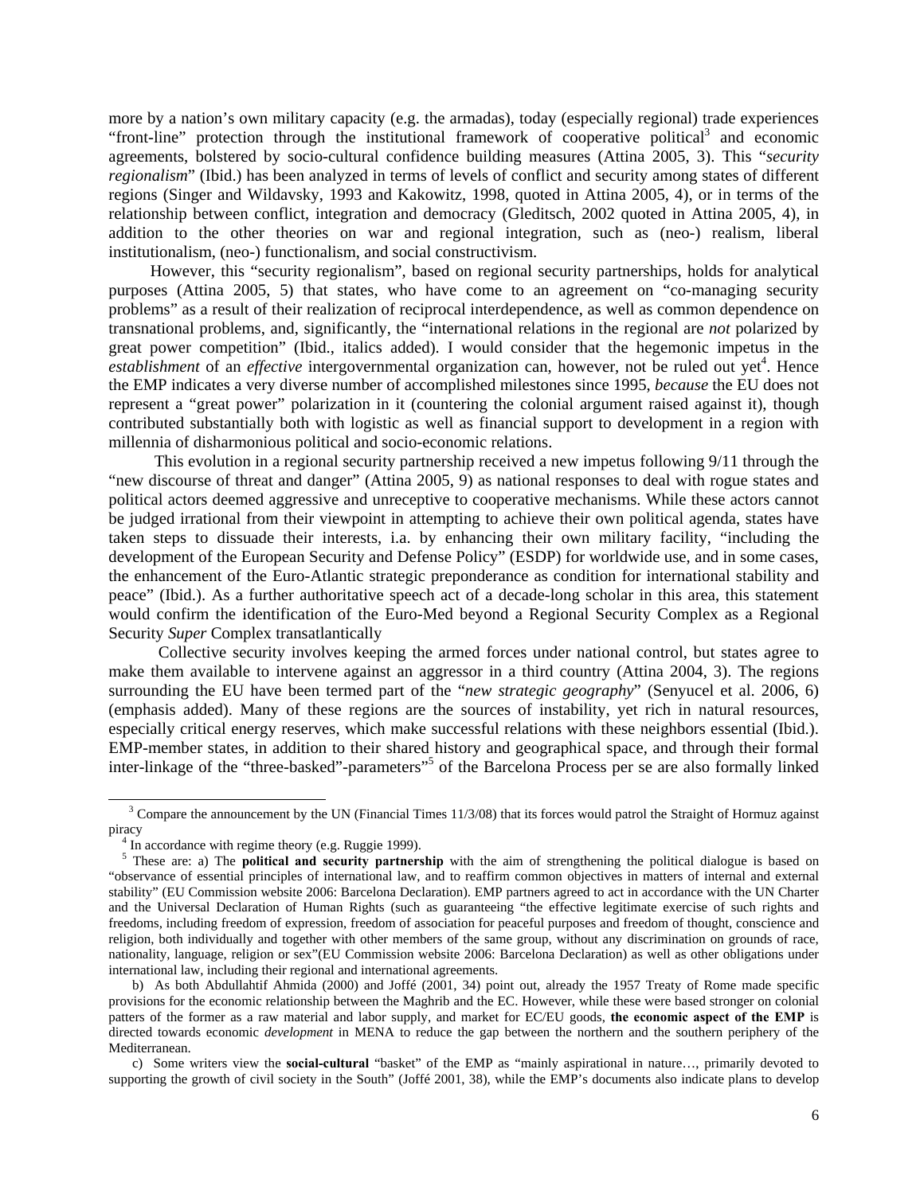more by a nation's own military capacity (e.g. the armadas), today (especially regional) trade experiences "front-line" protection through the institutional framework of cooperative political[3] and economic agreements, bolstered by socio-cultural confidence building measures (Attina 2005, 3). This "*security regionalism*" (Ibid.) has been analyzed in terms of levels of conflict and security among states of different regions (Singer and Wildavsky, 1993 and Kakowitz, 1998, quoted in Attina 2005, 4), or in terms of the relationship between conflict, integration and democracy (Gleditsch, 2002 quoted in Attina 2005, 4), in addition to the other theories on war and regional integration, such as (neo-) realism, liberal institutionalism, (neo-) functionalism, and social constructivism.

However, this "security regionalism", based on regional security partnerships, holds for analytical purposes (Attina 2005, 5) that states, who have come to an agreement on "co-managing security problems" as a result of their realization of reciprocal interdependence, as well as common dependence on transnational problems, and, significantly, the "international relations in the regional are *not* polarized by great power competition" (Ibid., italics added). I would consider that the hegemonic impetus in the *establishment* of an *effective* intergovernmental organization can, however, not be ruled out yet[4]. Hence the EMP indicates a very diverse number of accomplished milestones since 1995, *because* the EU does not represent a "great power" polarization in it (countering the colonial argument raised against it), though contributed substantially both with logistic as well as financial support to development in a region with millennia of disharmonious political and socio-economic relations.

This evolution in a regional security partnership received a new impetus following 9/11 through the "new discourse of threat and danger" (Attina 2005, 9) as national responses to deal with rogue states and political actors deemed aggressive and unreceptive to cooperative mechanisms. While these actors cannot be judged irrational from their viewpoint in attempting to achieve their own political agenda, states have taken steps to dissuade their interests, i.a. by enhancing their own military facility, "including the development of the European Security and Defense Policy" (ESDP) for worldwide use, and in some cases, the enhancement of the Euro-Atlantic strategic preponderance as condition for international stability and peace" (Ibid.). As a further authoritative speech act of a decade-long scholar in this area, this statement would confirm the identification of the Euro-Med beyond a Regional Security Complex as a Regional Security *Super* Complex transatlantically

Collective security involves keeping the armed forces under national control, but states agree to make them available to intervene against an aggressor in a third country (Attina 2004, 3). The regions surrounding the EU have been termed part of the "*new strategic geography*" (Senyucel et al. 2006, 6) (emphasis added). Many of these regions are the sources of instability, yet rich in natural resources, especially critical energy reserves, which make successful relations with these neighbors essential (Ibid.). EMP-member states, in addition to their shared history and geographical space, and through their formal inter-linkage of the "three-basked"-parameters"[5] of the Barcelona Process per se are also formally linked

---

[3] Compare the announcement by the UN (Financial Times 11/3/08) that its forces would patrol the Straight of Hormuz against piracy

[4] In accordance with regime theory (e.g. Ruggie 1999).

[5] These are: a) The **political and security partnership** with the aim of strengthening the political dialogue is based on "observance of essential principles of international law, and to reaffirm common objectives in matters of internal and external stability" (EU Commission website 2006: Barcelona Declaration). EMP partners agreed to act in accordance with the UN Charter and the Universal Declaration of Human Rights (such as guaranteeing "the effective legitimate exercise of such rights and freedoms, including freedom of expression, freedom of association for peaceful purposes and freedom of thought, conscience and religion, both individually and together with other members of the same group, without any discrimination on grounds of race, nationality, language, religion or sex"(EU Commission website 2006: Barcelona Declaration) as well as other obligations under international law, including their regional and international agreements.

b) As both Abdullahtif Ahmida (2000) and Joffé (2001, 34) point out, already the 1957 Treaty of Rome made specific provisions for the economic relationship between the Maghrib and the EC. However, while these were based stronger on colonial patters of the former as a raw material and labor supply, and market for EC/EU goods, **the economic aspect of the EMP** is directed towards economic *development* in MENA to reduce the gap between the northern and the southern periphery of the Mediterranean.

c) Some writers view the **social-cultural** "basket" of the EMP as "mainly aspirational in nature…, primarily devoted to supporting the growth of civil society in the South" (Joffé 2001, 38), while the EMP's documents also indicate plans to develop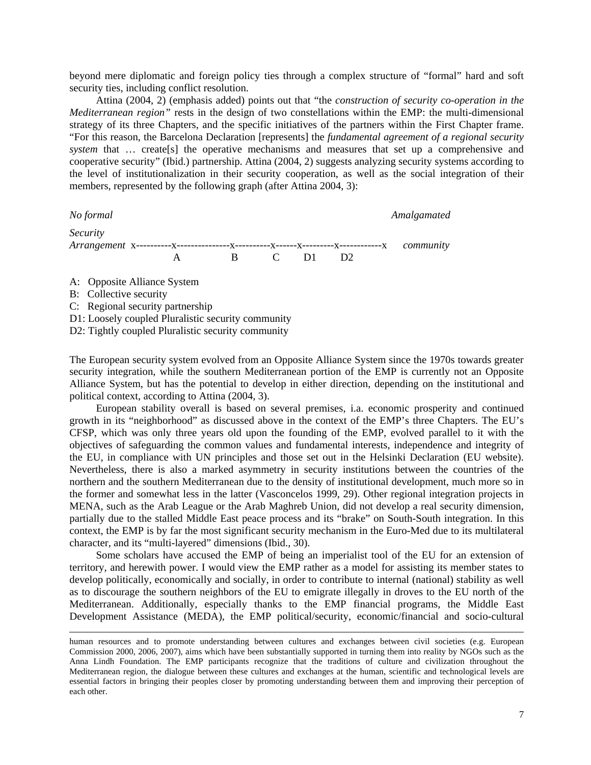beyond mere diplomatic and foreign policy ties through a complex structure of "formal" hard and soft security ties, including conflict resolution.

Attina (2004, 2) (emphasis added) points out that "the *construction of security co-operation in the Mediterranean region"* rests in the design of two constellations within the EMP: the multi-dimensional strategy of its three Chapters, and the specific initiatives of the partners within the First Chapter frame. "For this reason, the Barcelona Declaration [represents] the *fundamental agreement of a regional security system* that … create[s] the operative mechanisms and measures that set up a comprehensive and cooperative security" (Ibid.) partnership. Attina (2004, 2) suggests analyzing security systems according to the level of institutionalization in their security cooperation, as well as the social integration of their members, represented by the following graph (after Attina 2004, 3):

```
No formal                                                                  Amalgamated
Security
Arrangement  x----------x---------------x----------x------x---------x------------x   community
                        A               B          C      D1        D2
```

A: Opposite Alliance System
B: Collective security
C: Regional security partnership
D1: Loosely coupled Pluralistic security community
D2: Tightly coupled Pluralistic security community

The European security system evolved from an Opposite Alliance System since the 1970s towards greater security integration, while the southern Mediterranean portion of the EMP is currently not an Opposite Alliance System, but has the potential to develop in either direction, depending on the institutional and political context, according to Attina (2004, 3).

European stability overall is based on several premises, i.a. economic prosperity and continued growth in its "neighborhood" as discussed above in the context of the EMP's three Chapters. The EU's CFSP, which was only three years old upon the founding of the EMP, evolved parallel to it with the objectives of safeguarding the common values and fundamental interests, independence and integrity of the EU, in compliance with UN principles and those set out in the Helsinki Declaration (EU website). Nevertheless, there is also a marked asymmetry in security institutions between the countries of the northern and the southern Mediterranean due to the density of institutional development, much more so in the former and somewhat less in the latter (Vasconcelos 1999, 29). Other regional integration projects in MENA, such as the Arab League or the Arab Maghreb Union, did not develop a real security dimension, partially due to the stalled Middle East peace process and its "brake" on South-South integration. In this context, the EMP is by far the most significant security mechanism in the Euro-Med due to its multilateral character, and its "multi-layered" dimensions (Ibid., 30).

Some scholars have accused the EMP of being an imperialist tool of the EU for an extension of territory, and herewith power. I would view the EMP rather as a model for assisting its member states to develop politically, economically and socially, in order to contribute to internal (national) stability as well as to discourage the southern neighbors of the EU to emigrate illegally in droves to the EU north of the Mediterranean. Additionally, especially thanks to the EMP financial programs, the Middle East Development Assistance (MEDA), the EMP political/security, economic/financial and socio-cultural

---

human resources and to promote understanding between cultures and exchanges between civil societies (e.g. European Commission 2000, 2006, 2007), aims which have been substantially supported in turning them into reality by NGOs such as the Anna Lindh Foundation. The EMP participants recognize that the traditions of culture and civilization throughout the Mediterranean region, the dialogue between these cultures and exchanges at the human, scientific and technological levels are essential factors in bringing their peoples closer by promoting understanding between them and improving their perception of each other.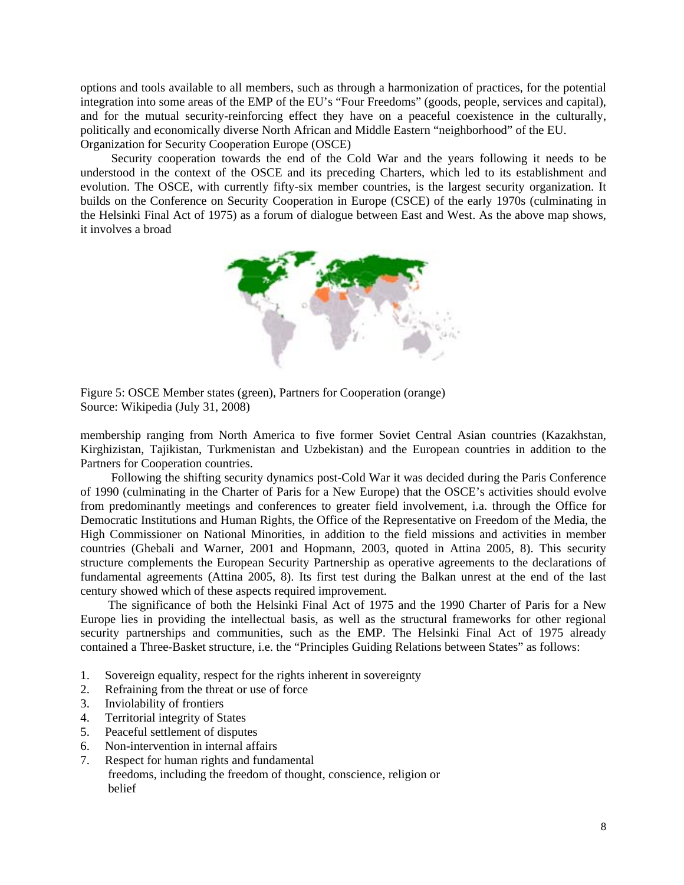options and tools available to all members, such as through a harmonization of practices, for the potential integration into some areas of the EMP of the EU's "Four Freedoms" (goods, people, services and capital), and for the mutual security-reinforcing effect they have on a peaceful coexistence in the culturally, politically and economically diverse North African and Middle Eastern "neighborhood" of the EU.

## Organization for Security Cooperation Europe (OSCE)

Security cooperation towards the end of the Cold War and the years following it needs to be understood in the context of the OSCE and its preceding Charters, which led to its establishment and evolution. The OSCE, with currently fifty-six member countries, is the largest security organization. It builds on the Conference on Security Cooperation in Europe (CSCE) of the early 1970s (culminating in the Helsinki Final Act of 1975) as a forum of dialogue between East and West. As the above map shows, it involves a broad

Figure 5: OSCE Member states (green), Partners for Cooperation (orange)
Source: Wikipedia (July 31, 2008)

membership ranging from North America to five former Soviet Central Asian countries (Kazakhstan, Kirghizistan, Tajikistan, Turkmenistan and Uzbekistan) and the European countries in addition to the Partners for Cooperation countries.

Following the shifting security dynamics post-Cold War it was decided during the Paris Conference of 1990 (culminating in the Charter of Paris for a New Europe) that the OSCE's activities should evolve from predominantly meetings and conferences to greater field involvement, i.a. through the Office for Democratic Institutions and Human Rights, the Office of the Representative on Freedom of the Media, the High Commissioner on National Minorities, in addition to the field missions and activities in member countries (Ghebali and Warner, 2001 and Hopmann, 2003, quoted in Attina 2005, 8). This security structure complements the European Security Partnership as operative agreements to the declarations of fundamental agreements (Attina 2005, 8). Its first test during the Balkan unrest at the end of the last century showed which of these aspects required improvement.

The significance of both the Helsinki Final Act of 1975 and the 1990 Charter of Paris for a New Europe lies in providing the intellectual basis, as well as the structural frameworks for other regional security partnerships and communities, such as the EMP. The Helsinki Final Act of 1975 already contained a Three-Basket structure, i.e. the "Principles Guiding Relations between States" as follows:

1. Sovereign equality, respect for the rights inherent in sovereignty
2. Refraining from the threat or use of force
3. Inviolability of frontiers
4. Territorial integrity of States
5. Peaceful settlement of disputes
6. Non-intervention in internal affairs
7. Respect for human rights and fundamental freedoms, including the freedom of thought, conscience, religion or belief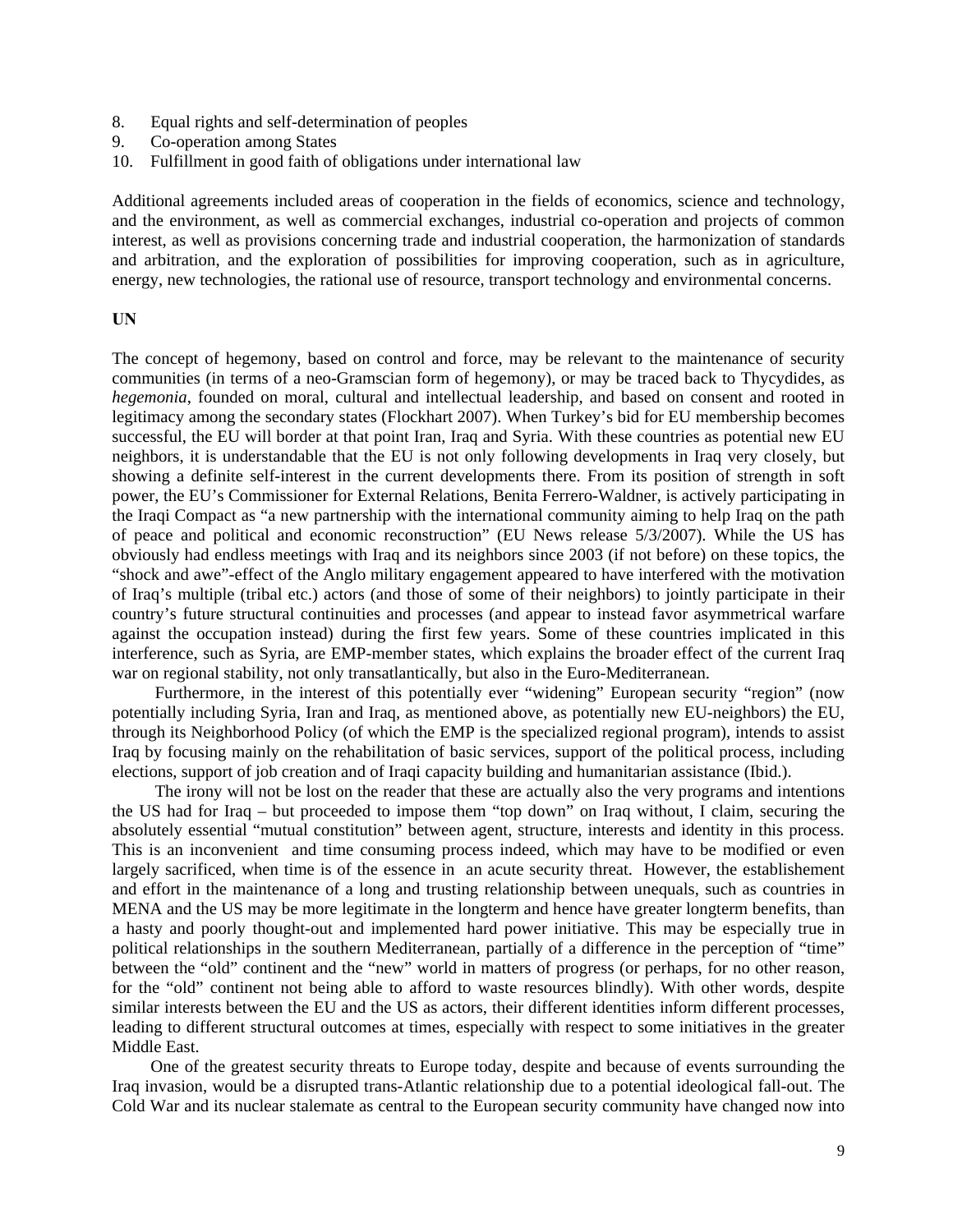8. Equal rights and self-determination of peoples
9. Co-operation among States
10. Fulfillment in good faith of obligations under international law

Additional agreements included areas of cooperation in the fields of economics, science and technology, and the environment, as well as commercial exchanges, industrial co-operation and projects of common interest, as well as provisions concerning trade and industrial cooperation, the harmonization of standards and arbitration, and the exploration of possibilities for improving cooperation, such as in agriculture, energy, new technologies, the rational use of resource, transport technology and environmental concerns.

**UN**

The concept of hegemony, based on control and force, may be relevant to the maintenance of security communities (in terms of a neo-Gramscian form of hegemony), or may be traced back to Thycydides, as *hegemonia*, founded on moral, cultural and intellectual leadership, and based on consent and rooted in legitimacy among the secondary states (Flockhart 2007). When Turkey's bid for EU membership becomes successful, the EU will border at that point Iran, Iraq and Syria. With these countries as potential new EU neighbors, it is understandable that the EU is not only following developments in Iraq very closely, but showing a definite self-interest in the current developments there. From its position of strength in soft power, the EU's Commissioner for External Relations, Benita Ferrero-Waldner, is actively participating in the Iraqi Compact as "a new partnership with the international community aiming to help Iraq on the path of peace and political and economic reconstruction" (EU News release 5/3/2007). While the US has obviously had endless meetings with Iraq and its neighbors since 2003 (if not before) on these topics, the "shock and awe"-effect of the Anglo military engagement appeared to have interfered with the motivation of Iraq's multiple (tribal etc.) actors (and those of some of their neighbors) to jointly participate in their country's future structural continuities and processes (and appear to instead favor asymmetrical warfare against the occupation instead) during the first few years. Some of these countries implicated in this interference, such as Syria, are EMP-member states, which explains the broader effect of the current Iraq war on regional stability, not only transatlantically, but also in the Euro-Mediterranean.

Furthermore, in the interest of this potentially ever "widening" European security "region" (now potentially including Syria, Iran and Iraq, as mentioned above, as potentially new EU-neighbors) the EU, through its Neighborhood Policy (of which the EMP is the specialized regional program), intends to assist Iraq by focusing mainly on the rehabilitation of basic services, support of the political process, including elections, support of job creation and of Iraqi capacity building and humanitarian assistance (Ibid.).

The irony will not be lost on the reader that these are actually also the very programs and intentions the US had for Iraq – but proceeded to impose them "top down" on Iraq without, I claim, securing the absolutely essential "mutual constitution" between agent, structure, interests and identity in this process. This is an inconvenient and time consuming process indeed, which may have to be modified or even largely sacrificed, when time is of the essence in an acute security threat. However, the establishement and effort in the maintenance of a long and trusting relationship between unequals, such as countries in MENA and the US may be more legitimate in the longterm and hence have greater longterm benefits, than a hasty and poorly thought-out and implemented hard power initiative. This may be especially true in political relationships in the southern Mediterranean, partially of a difference in the perception of "time" between the "old" continent and the "new" world in matters of progress (or perhaps, for no other reason, for the "old" continent not being able to afford to waste resources blindly). With other words, despite similar interests between the EU and the US as actors, their different identities inform different processes, leading to different structural outcomes at times, especially with respect to some initiatives in the greater Middle East.

One of the greatest security threats to Europe today, despite and because of events surrounding the Iraq invasion, would be a disrupted trans-Atlantic relationship due to a potential ideological fall-out. The Cold War and its nuclear stalemate as central to the European security community have changed now into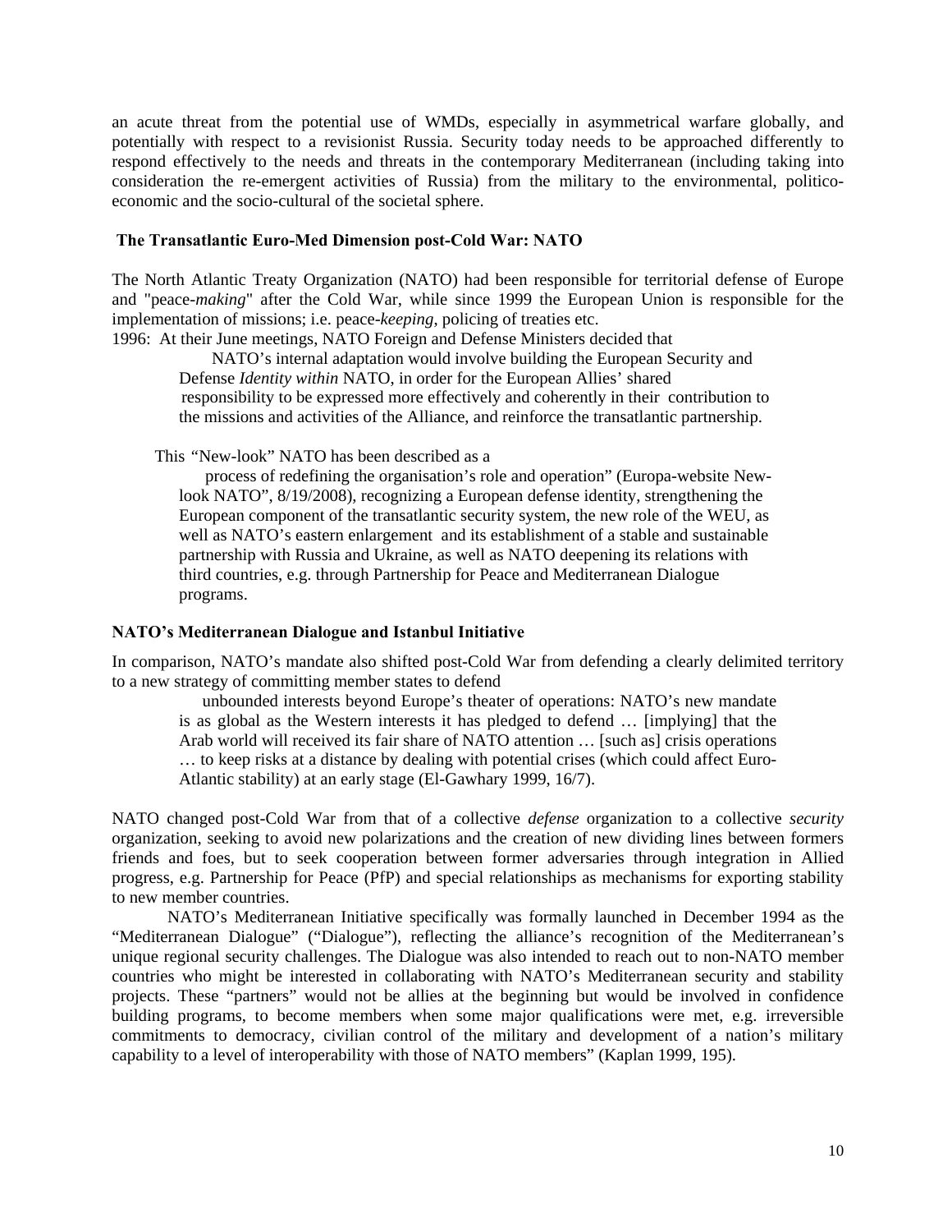an acute threat from the potential use of WMDs, especially in asymmetrical warfare globally, and potentially with respect to a revisionist Russia. Security today needs to be approached differently to respond effectively to the needs and threats in the contemporary Mediterranean (including taking into consideration the re-emergent activities of Russia) from the military to the environmental, politico-economic and the socio-cultural of the societal sphere.

### The Transatlantic Euro-Med Dimension post-Cold War: NATO

The North Atlantic Treaty Organization (NATO) had been responsible for territorial defense of Europe and "peace-*making*" after the Cold War, while since 1999 the European Union is responsible for the implementation of missions; i.e. peace-*keeping*, policing of treaties etc.

1996: At their June meetings, NATO Foreign and Defense Ministers decided that

> NATO's internal adaptation would involve building the European Security and Defense *Identity within* NATO, in order for the European Allies' shared responsibility to be expressed more effectively and coherently in their contribution to the missions and activities of the Alliance, and reinforce the transatlantic partnership.

This "New-look" NATO has been described as a

> process of redefining the organisation's role and operation" (Europa-website New-look NATO", 8/19/2008), recognizing a European defense identity, strengthening the European component of the transatlantic security system, the new role of the WEU, as well as NATO's eastern enlargement and its establishment of a stable and sustainable partnership with Russia and Ukraine, as well as NATO deepening its relations with third countries, e.g. through Partnership for Peace and Mediterranean Dialogue programs.

### NATO's Mediterranean Dialogue and Istanbul Initiative

In comparison, NATO's mandate also shifted post-Cold War from defending a clearly delimited territory to a new strategy of committing member states to defend

> unbounded interests beyond Europe's theater of operations: NATO's new mandate is as global as the Western interests it has pledged to defend … [implying] that the Arab world will received its fair share of NATO attention … [such as] crisis operations … to keep risks at a distance by dealing with potential crises (which could affect Euro-Atlantic stability) at an early stage (El-Gawhary 1999, 16/7).

NATO changed post-Cold War from that of a collective *defense* organization to a collective *security* organization, seeking to avoid new polarizations and the creation of new dividing lines between formers friends and foes, but to seek cooperation between former adversaries through integration in Allied progress, e.g. Partnership for Peace (PfP) and special relationships as mechanisms for exporting stability to new member countries.

NATO's Mediterranean Initiative specifically was formally launched in December 1994 as the "Mediterranean Dialogue" ("Dialogue"), reflecting the alliance's recognition of the Mediterranean's unique regional security challenges. The Dialogue was also intended to reach out to non-NATO member countries who might be interested in collaborating with NATO's Mediterranean security and stability projects. These "partners" would not be allies at the beginning but would be involved in confidence building programs, to become members when some major qualifications were met, e.g. irreversible commitments to democracy, civilian control of the military and development of a nation's military capability to a level of interoperability with those of NATO members" (Kaplan 1999, 195).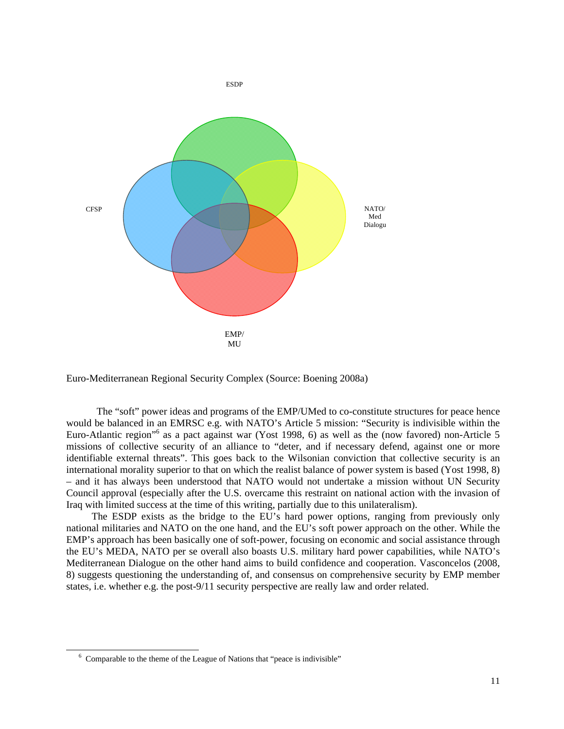ESDP

CFSP

NATO/
Med
Dialogu

EMP/
MU

Euro-Mediterranean Regional Security Complex (Source: Boening 2008a)

The "soft" power ideas and programs of the EMP/UMed to co-constitute structures for peace hence would be balanced in an EMRSC e.g. with NATO's Article 5 mission: "Security is indivisible within the Euro-Atlantic region"[6] as a pact against war (Yost 1998, 6) as well as the (now favored) non-Article 5 missions of collective security of an alliance to "deter, and if necessary defend, against one or more identifiable external threats". This goes back to the Wilsonian conviction that collective security is an international morality superior to that on which the realist balance of power system is based (Yost 1998, 8) – and it has always been understood that NATO would not undertake a mission without UN Security Council approval (especially after the U.S. overcame this restraint on national action with the invasion of Iraq with limited success at the time of this writing, partially due to this unilateralism).

The ESDP exists as the bridge to the EU's hard power options, ranging from previously only national militaries and NATO on the one hand, and the EU's soft power approach on the other. While the EMP's approach has been basically one of soft-power, focusing on economic and social assistance through the EU's MEDA, NATO per se overall also boasts U.S. military hard power capabilities, while NATO's Mediterranean Dialogue on the other hand aims to build confidence and cooperation. Vasconcelos (2008, 8) suggests questioning the understanding of, and consensus on comprehensive security by EMP member states, i.e. whether e.g. the post-9/11 security perspective are really law and order related.

[6] Comparable to the theme of the League of Nations that "peace is indivisible"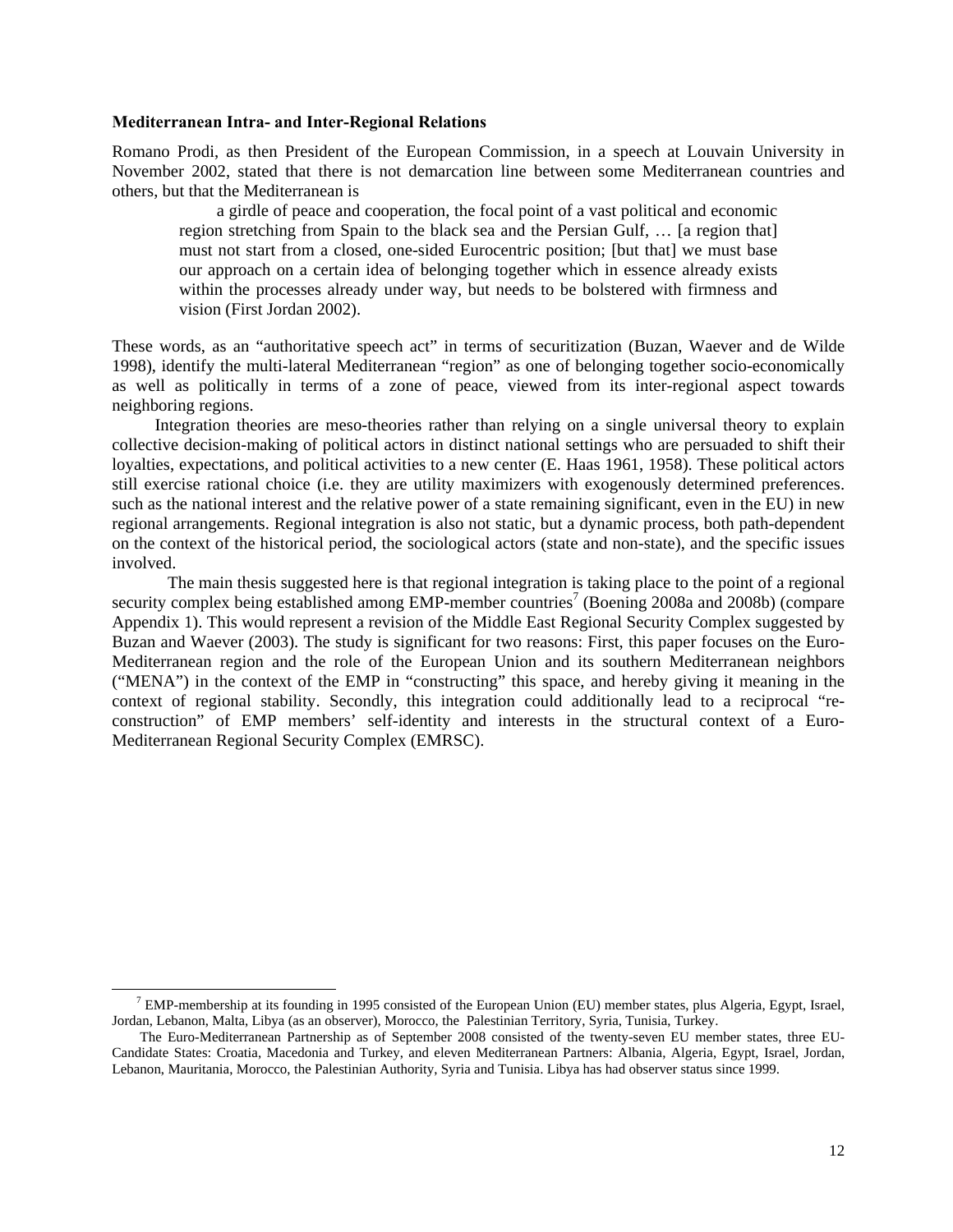**Mediterranean Intra- and Inter-Regional Relations**

Romano Prodi, as then President of the European Commission, in a speech at Louvain University in November 2002, stated that there is not demarcation line between some Mediterranean countries and others, but that the Mediterranean is

> a girdle of peace and cooperation, the focal point of a vast political and economic region stretching from Spain to the black sea and the Persian Gulf, … [a region that] must not start from a closed, one-sided Eurocentric position; [but that] we must base our approach on a certain idea of belonging together which in essence already exists within the processes already under way, but needs to be bolstered with firmness and vision (First Jordan 2002).

These words, as an "authoritative speech act" in terms of securitization (Buzan, Waever and de Wilde 1998), identify the multi-lateral Mediterranean "region" as one of belonging together socio-economically as well as politically in terms of a zone of peace, viewed from its inter-regional aspect towards neighboring regions.

Integration theories are meso-theories rather than relying on a single universal theory to explain collective decision-making of political actors in distinct national settings who are persuaded to shift their loyalties, expectations, and political activities to a new center (E. Haas 1961, 1958). These political actors still exercise rational choice (i.e. they are utility maximizers with exogenously determined preferences. such as the national interest and the relative power of a state remaining significant, even in the EU) in new regional arrangements. Regional integration is also not static, but a dynamic process, both path-dependent on the context of the historical period, the sociological actors (state and non-state), and the specific issues involved.

The main thesis suggested here is that regional integration is taking place to the point of a regional security complex being established among EMP-member countries[7] (Boening 2008a and 2008b) (compare Appendix 1). This would represent a revision of the Middle East Regional Security Complex suggested by Buzan and Waever (2003). The study is significant for two reasons: First, this paper focuses on the Euro-Mediterranean region and the role of the European Union and its southern Mediterranean neighbors ("MENA") in the context of the EMP in "constructing" this space, and hereby giving it meaning in the context of regional stability. Secondly, this integration could additionally lead to a reciprocal "re-construction" of EMP members' self-identity and interests in the structural context of a Euro-Mediterranean Regional Security Complex (EMRSC).

---

[7] EMP-membership at its founding in 1995 consisted of the European Union (EU) member states, plus Algeria, Egypt, Israel, Jordan, Lebanon, Malta, Libya (as an observer), Morocco, the Palestinian Territory, Syria, Tunisia, Turkey.

The Euro-Mediterranean Partnership as of September 2008 consisted of the twenty-seven EU member states, three EU-Candidate States: Croatia, Macedonia and Turkey, and eleven Mediterranean Partners: Albania, Algeria, Egypt, Israel, Jordan, Lebanon, Mauritania, Morocco, the Palestinian Authority, Syria and Tunisia. Libya has had observer status since 1999.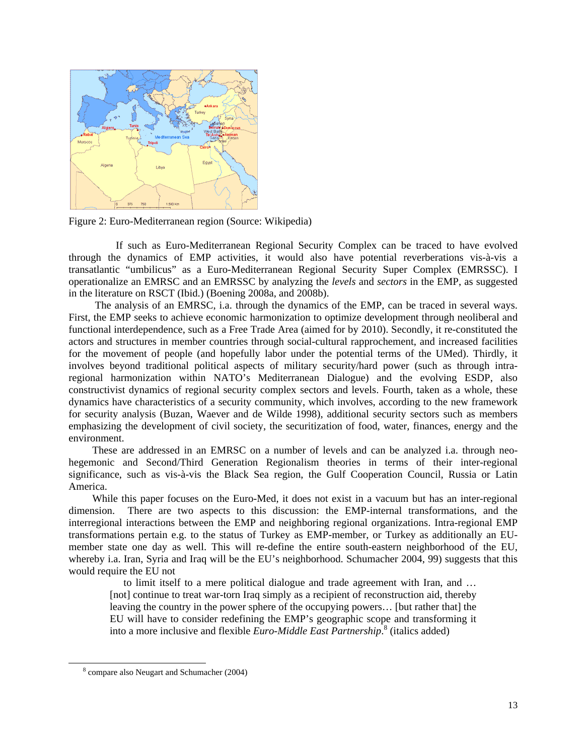Figure 2: Euro-Mediterranean region (Source: Wikipedia)

If such as Euro-Mediterranean Regional Security Complex can be traced to have evolved through the dynamics of EMP activities, it would also have potential reverberations vis-à-vis a transatlantic "umbilicus" as a Euro-Mediterranean Regional Security Super Complex (EMRSSC). I operationalize an EMRSC and an EMRSSC by analyzing the *levels* and *sectors* in the EMP, as suggested in the literature on RSCT (Ibid.) (Boening 2008a, and 2008b).

The analysis of an EMRSC, i.a. through the dynamics of the EMP, can be traced in several ways. First, the EMP seeks to achieve economic harmonization to optimize development through neoliberal and functional interdependence, such as a Free Trade Area (aimed for by 2010). Secondly, it re-constituted the actors and structures in member countries through social-cultural rapprochement, and increased facilities for the movement of people (and hopefully labor under the potential terms of the UMed). Thirdly, it involves beyond traditional political aspects of military security/hard power (such as through intra-regional harmonization within NATO's Mediterranean Dialogue) and the evolving ESDP, also constructivist dynamics of regional security complex sectors and levels. Fourth, taken as a whole, these dynamics have characteristics of a security community, which involves, according to the new framework for security analysis (Buzan, Waever and de Wilde 1998), additional security sectors such as members emphasizing the development of civil society, the securitization of food, water, finances, energy and the environment.

These are addressed in an EMRSC on a number of levels and can be analyzed i.a. through neo-hegemonic and Second/Third Generation Regionalism theories in terms of their inter-regional significance, such as vis-à-vis the Black Sea region, the Gulf Cooperation Council, Russia or Latin America.

While this paper focuses on the Euro-Med, it does not exist in a vacuum but has an inter-regional dimension. There are two aspects to this discussion: the EMP-internal transformations, and the interregional interactions between the EMP and neighboring regional organizations. Intra-regional EMP transformations pertain e.g. to the status of Turkey as EMP-member, or Turkey as additionally an EU-member state one day as well. This will re-define the entire south-eastern neighborhood of the EU, whereby i.a. Iran, Syria and Iraq will be the EU's neighborhood. Schumacher 2004, 99) suggests that this would require the EU not

> to limit itself to a mere political dialogue and trade agreement with Iran, and … [not] continue to treat war-torn Iraq simply as a recipient of reconstruction aid, thereby leaving the country in the power sphere of the occupying powers… [but rather that] the EU will have to consider redefining the EMP's geographic scope and transforming it into a more inclusive and flexible *Euro-Middle East Partnership*.[8] (italics added)

[8] compare also Neugart and Schumacher (2004)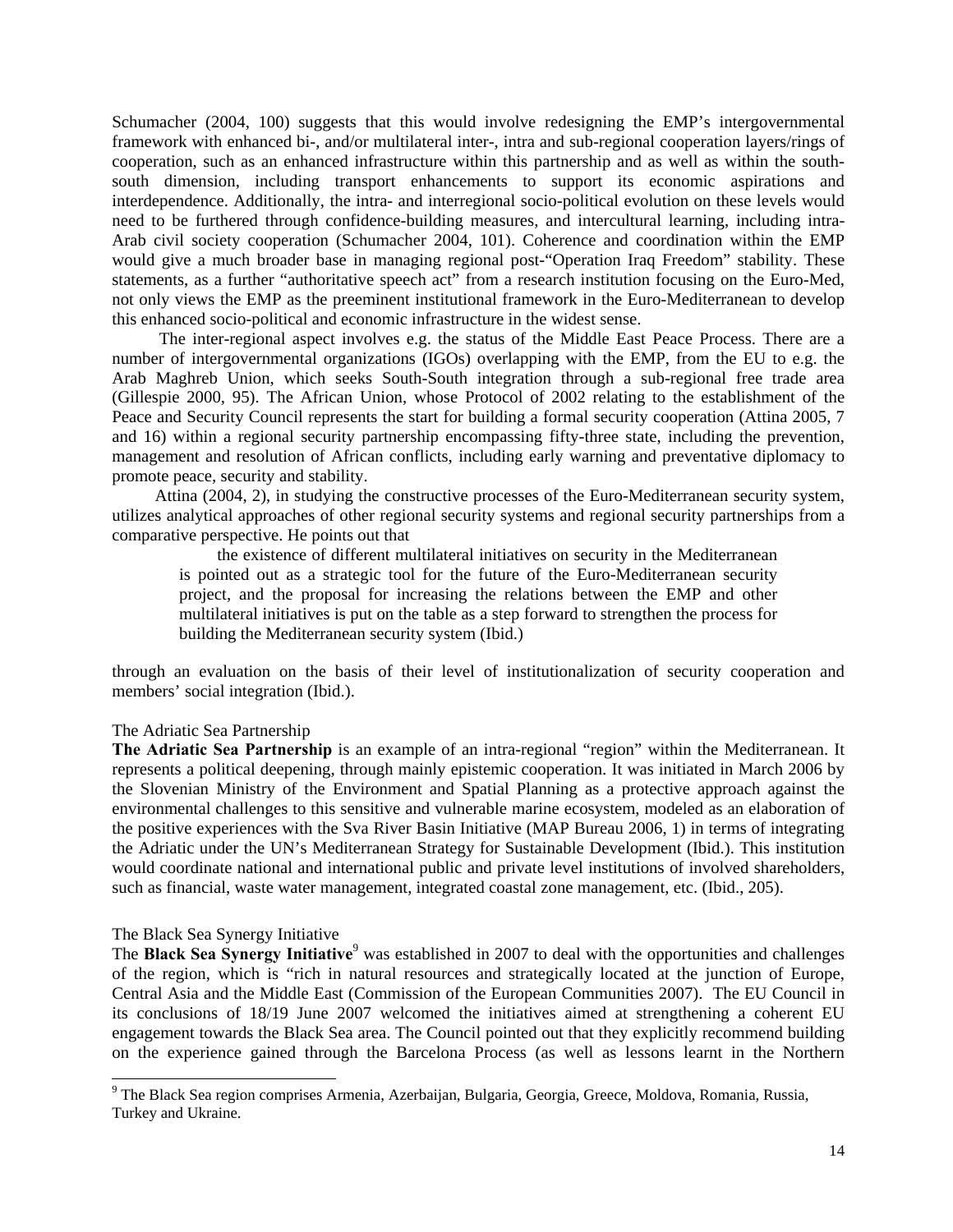Schumacher (2004, 100) suggests that this would involve redesigning the EMP's intergovernmental framework with enhanced bi-, and/or multilateral inter-, intra and sub-regional cooperation layers/rings of cooperation, such as an enhanced infrastructure within this partnership and as well as within the south-south dimension, including transport enhancements to support its economic aspirations and interdependence. Additionally, the intra- and interregional socio-political evolution on these levels would need to be furthered through confidence-building measures, and intercultural learning, including intra-Arab civil society cooperation (Schumacher 2004, 101). Coherence and coordination within the EMP would give a much broader base in managing regional post-"Operation Iraq Freedom" stability. These statements, as a further "authoritative speech act" from a research institution focusing on the Euro-Med, not only views the EMP as the preeminent institutional framework in the Euro-Mediterranean to develop this enhanced socio-political and economic infrastructure in the widest sense.

The inter-regional aspect involves e.g. the status of the Middle East Peace Process. There are a number of intergovernmental organizations (IGOs) overlapping with the EMP, from the EU to e.g. the Arab Maghreb Union, which seeks South-South integration through a sub-regional free trade area (Gillespie 2000, 95). The African Union, whose Protocol of 2002 relating to the establishment of the Peace and Security Council represents the start for building a formal security cooperation (Attina 2005, 7 and 16) within a regional security partnership encompassing fifty-three state, including the prevention, management and resolution of African conflicts, including early warning and preventative diplomacy to promote peace, security and stability.

Attina (2004, 2), in studying the constructive processes of the Euro-Mediterranean security system, utilizes analytical approaches of other regional security systems and regional security partnerships from a comparative perspective. He points out that

> the existence of different multilateral initiatives on security in the Mediterranean is pointed out as a strategic tool for the future of the Euro-Mediterranean security project, and the proposal for increasing the relations between the EMP and other multilateral initiatives is put on the table as a step forward to strengthen the process for building the Mediterranean security system (Ibid.)

through an evaluation on the basis of their level of institutionalization of security cooperation and members' social integration (Ibid.).

### The Adriatic Sea Partnership

**The Adriatic Sea Partnership** is an example of an intra-regional "region" within the Mediterranean. It represents a political deepening, through mainly epistemic cooperation. It was initiated in March 2006 by the Slovenian Ministry of the Environment and Spatial Planning as a protective approach against the environmental challenges to this sensitive and vulnerable marine ecosystem, modeled as an elaboration of the positive experiences with the Sva River Basin Initiative (MAP Bureau 2006, 1) in terms of integrating the Adriatic under the UN's Mediterranean Strategy for Sustainable Development (Ibid.). This institution would coordinate national and international public and private level institutions of involved shareholders, such as financial, waste water management, integrated coastal zone management, etc. (Ibid., 205).

### The Black Sea Synergy Initiative

The **Black Sea Synergy Initiative**[9] was established in 2007 to deal with the opportunities and challenges of the region, which is "rich in natural resources and strategically located at the junction of Europe, Central Asia and the Middle East (Commission of the European Communities 2007). The EU Council in its conclusions of 18/19 June 2007 welcomed the initiatives aimed at strengthening a coherent EU engagement towards the Black Sea area. The Council pointed out that they explicitly recommend building on the experience gained through the Barcelona Process (as well as lessons learnt in the Northern

---

[9] The Black Sea region comprises Armenia, Azerbaijan, Bulgaria, Georgia, Greece, Moldova, Romania, Russia, Turkey and Ukraine.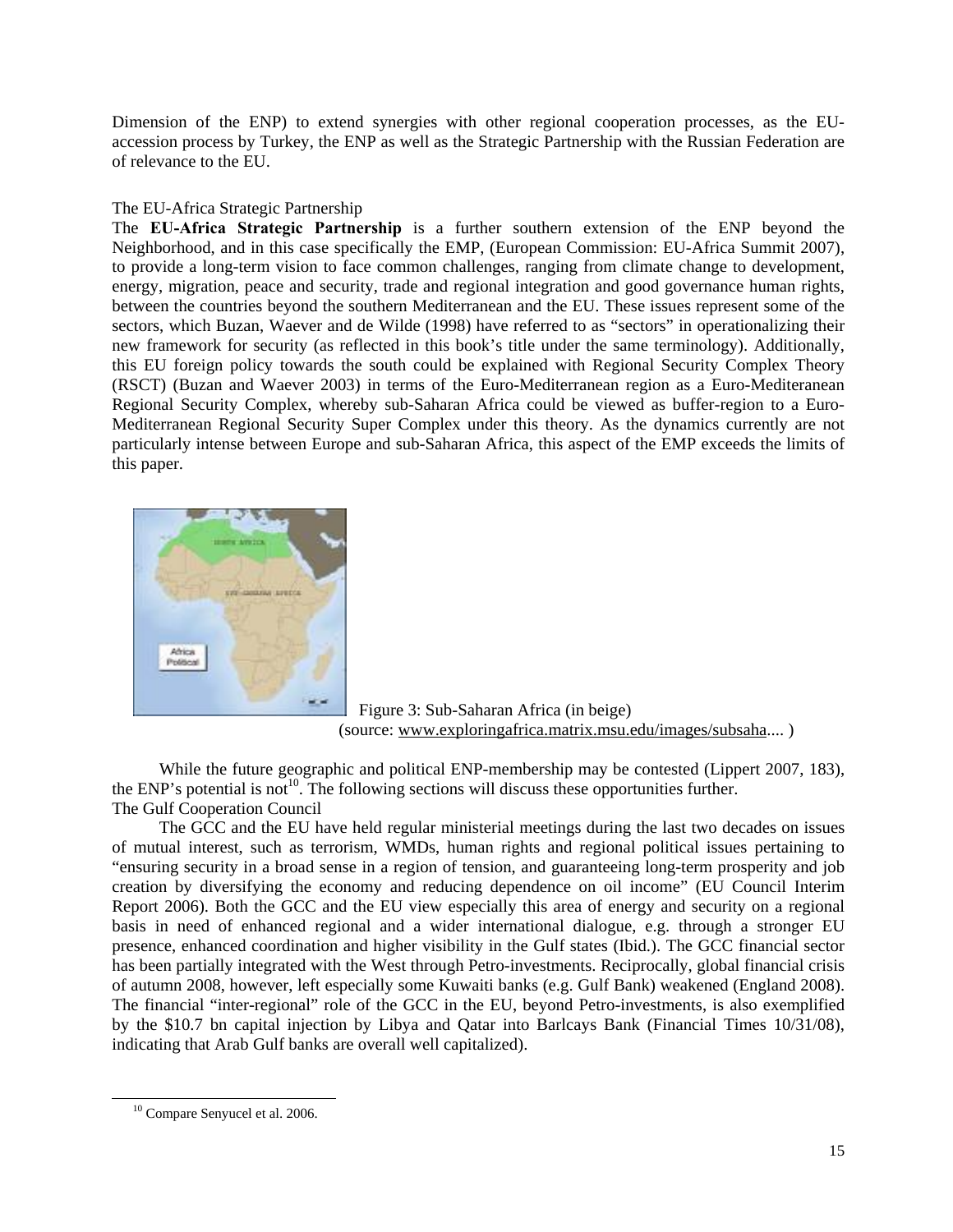Dimension of the ENP) to extend synergies with other regional cooperation processes, as the EU-accession process by Turkey, the ENP as well as the Strategic Partnership with the Russian Federation are of relevance to the EU.

The EU-Africa Strategic Partnership

The **EU-Africa Strategic Partnership** is a further southern extension of the ENP beyond the Neighborhood, and in this case specifically the EMP, (European Commission: EU-Africa Summit 2007), to provide a long-term vision to face common challenges, ranging from climate change to development, energy, migration, peace and security, trade and regional integration and good governance human rights, between the countries beyond the southern Mediterranean and the EU. These issues represent some of the sectors, which Buzan, Waever and de Wilde (1998) have referred to as "sectors" in operationalizing their new framework for security (as reflected in this book's title under the same terminology). Additionally, this EU foreign policy towards the south could be explained with Regional Security Complex Theory (RSCT) (Buzan and Waever 2003) in terms of the Euro-Mediterranean region as a Euro-Mediteranean Regional Security Complex, whereby sub-Saharan Africa could be viewed as buffer-region to a Euro-Mediterranean Regional Security Super Complex under this theory. As the dynamics currently are not particularly intense between Europe and sub-Saharan Africa, this aspect of the EMP exceeds the limits of this paper.

Figure 3: Sub-Saharan Africa (in beige)
(source: www.exploringafrica.matrix.msu.edu/images/subsaha.... )

While the future geographic and political ENP-membership may be contested (Lippert 2007, 183), the ENP's potential is not[10]. The following sections will discuss these opportunities further.

The Gulf Cooperation Council

The GCC and the EU have held regular ministerial meetings during the last two decades on issues of mutual interest, such as terrorism, WMDs, human rights and regional political issues pertaining to "ensuring security in a broad sense in a region of tension, and guaranteeing long-term prosperity and job creation by diversifying the economy and reducing dependence on oil income" (EU Council Interim Report 2006). Both the GCC and the EU view especially this area of energy and security on a regional basis in need of enhanced regional and a wider international dialogue, e.g. through a stronger EU presence, enhanced coordination and higher visibility in the Gulf states (Ibid.). The GCC financial sector has been partially integrated with the West through Petro-investments. Reciprocally, global financial crisis of autumn 2008, however, left especially some Kuwaiti banks (e.g. Gulf Bank) weakened (England 2008). The financial "inter-regional" role of the GCC in the EU, beyond Petro-investments, is also exemplified by the \$10.7 bn capital injection by Libya and Qatar into Barlcays Bank (Financial Times 10/31/08), indicating that Arab Gulf banks are overall well capitalized).

[10] Compare Senyucel et al. 2006.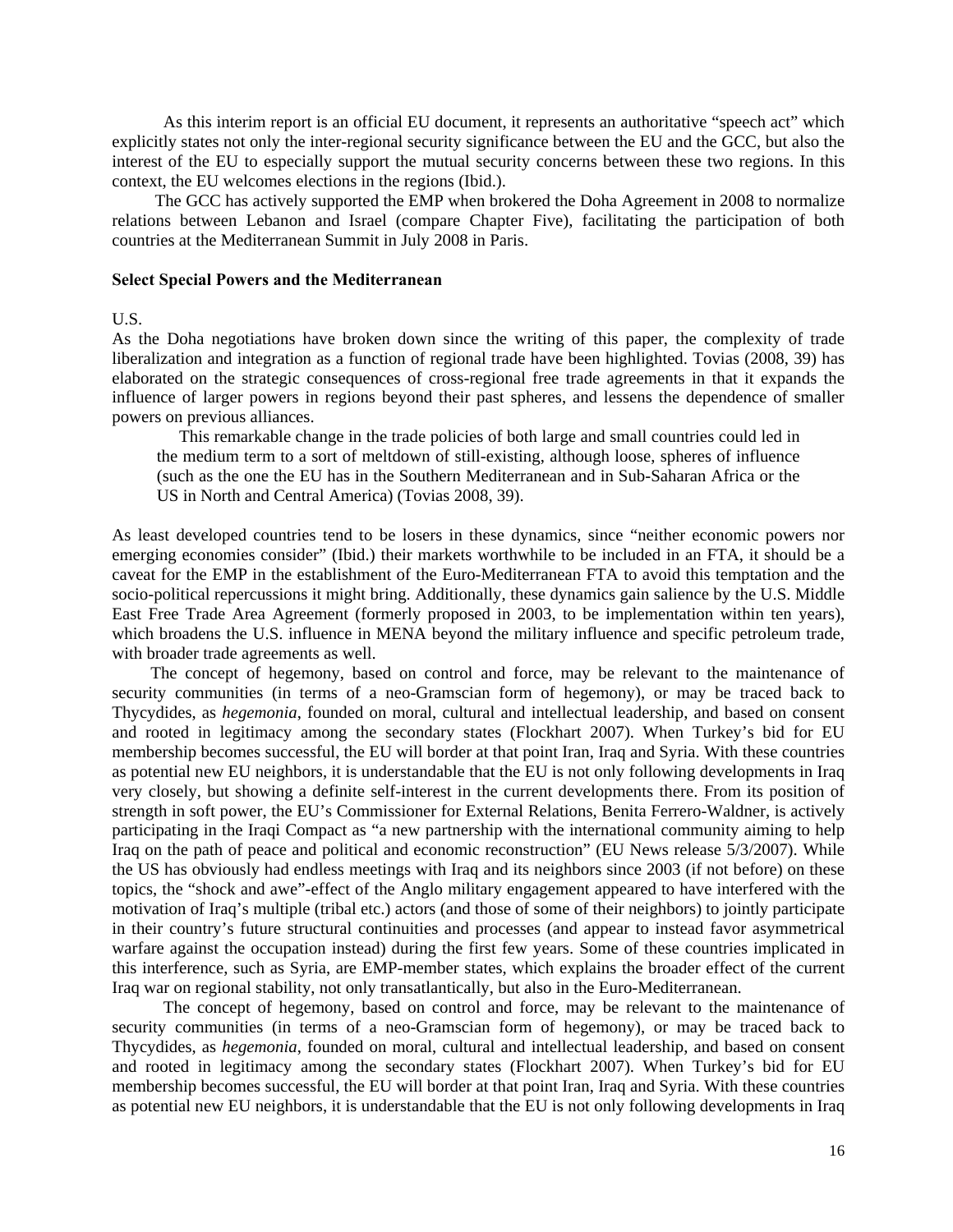As this interim report is an official EU document, it represents an authoritative "speech act" which explicitly states not only the inter-regional security significance between the EU and the GCC, but also the interest of the EU to especially support the mutual security concerns between these two regions. In this context, the EU welcomes elections in the regions (Ibid.).

The GCC has actively supported the EMP when brokered the Doha Agreement in 2008 to normalize relations between Lebanon and Israel (compare Chapter Five), facilitating the participation of both countries at the Mediterranean Summit in July 2008 in Paris.

**Select Special Powers and the Mediterranean**

U.S.

As the Doha negotiations have broken down since the writing of this paper, the complexity of trade liberalization and integration as a function of regional trade have been highlighted. Tovias (2008, 39) has elaborated on the strategic consequences of cross-regional free trade agreements in that it expands the influence of larger powers in regions beyond their past spheres, and lessens the dependence of smaller powers on previous alliances.

> This remarkable change in the trade policies of both large and small countries could led in the medium term to a sort of meltdown of still-existing, although loose, spheres of influence (such as the one the EU has in the Southern Mediterranean and in Sub-Saharan Africa or the US in North and Central America) (Tovias 2008, 39).

As least developed countries tend to be losers in these dynamics, since "neither economic powers nor emerging economies consider" (Ibid.) their markets worthwhile to be included in an FTA, it should be a caveat for the EMP in the establishment of the Euro-Mediterranean FTA to avoid this temptation and the socio-political repercussions it might bring. Additionally, these dynamics gain salience by the U.S. Middle East Free Trade Area Agreement (formerly proposed in 2003, to be implementation within ten years), which broadens the U.S. influence in MENA beyond the military influence and specific petroleum trade, with broader trade agreements as well.

The concept of hegemony, based on control and force, may be relevant to the maintenance of security communities (in terms of a neo-Gramscian form of hegemony), or may be traced back to Thycydides, as *hegemonia*, founded on moral, cultural and intellectual leadership, and based on consent and rooted in legitimacy among the secondary states (Flockhart 2007). When Turkey's bid for EU membership becomes successful, the EU will border at that point Iran, Iraq and Syria. With these countries as potential new EU neighbors, it is understandable that the EU is not only following developments in Iraq very closely, but showing a definite self-interest in the current developments there. From its position of strength in soft power, the EU's Commissioner for External Relations, Benita Ferrero-Waldner, is actively participating in the Iraqi Compact as "a new partnership with the international community aiming to help Iraq on the path of peace and political and economic reconstruction" (EU News release 5/3/2007). While the US has obviously had endless meetings with Iraq and its neighbors since 2003 (if not before) on these topics, the "shock and awe"-effect of the Anglo military engagement appeared to have interfered with the motivation of Iraq's multiple (tribal etc.) actors (and those of some of their neighbors) to jointly participate in their country's future structural continuities and processes (and appear to instead favor asymmetrical warfare against the occupation instead) during the first few years. Some of these countries implicated in this interference, such as Syria, are EMP-member states, which explains the broader effect of the current Iraq war on regional stability, not only transatlantically, but also in the Euro-Mediterranean.

The concept of hegemony, based on control and force, may be relevant to the maintenance of security communities (in terms of a neo-Gramscian form of hegemony), or may be traced back to Thycydides, as *hegemonia*, founded on moral, cultural and intellectual leadership, and based on consent and rooted in legitimacy among the secondary states (Flockhart 2007). When Turkey's bid for EU membership becomes successful, the EU will border at that point Iran, Iraq and Syria. With these countries as potential new EU neighbors, it is understandable that the EU is not only following developments in Iraq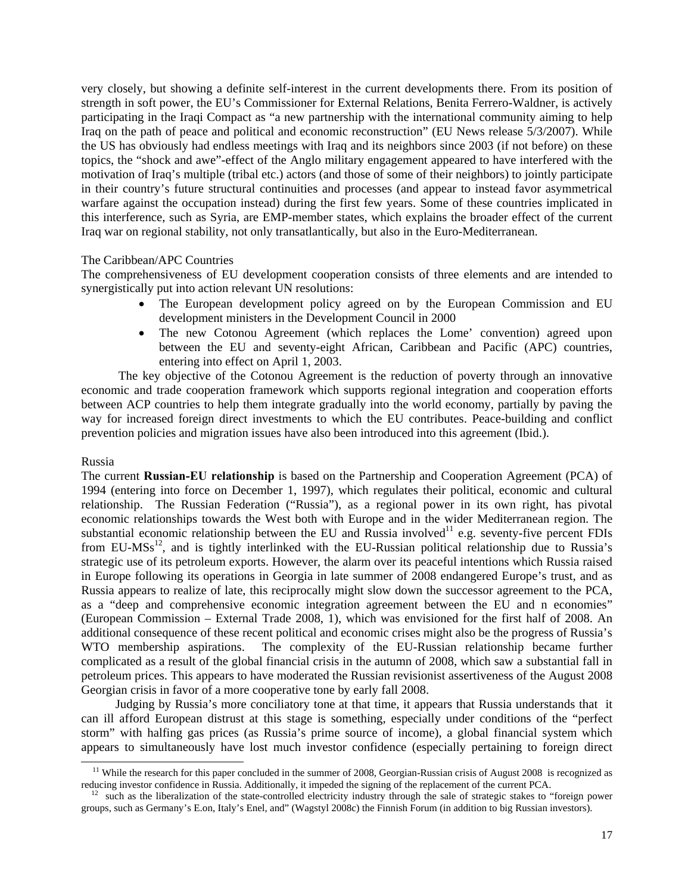very closely, but showing a definite self-interest in the current developments there. From its position of strength in soft power, the EU's Commissioner for External Relations, Benita Ferrero-Waldner, is actively participating in the Iraqi Compact as "a new partnership with the international community aiming to help Iraq on the path of peace and political and economic reconstruction" (EU News release 5/3/2007). While the US has obviously had endless meetings with Iraq and its neighbors since 2003 (if not before) on these topics, the "shock and awe"-effect of the Anglo military engagement appeared to have interfered with the motivation of Iraq's multiple (tribal etc.) actors (and those of some of their neighbors) to jointly participate in their country's future structural continuities and processes (and appear to instead favor asymmetrical warfare against the occupation instead) during the first few years. Some of these countries implicated in this interference, such as Syria, are EMP-member states, which explains the broader effect of the current Iraq war on regional stability, not only transatlantically, but also in the Euro-Mediterranean.

The Caribbean/APC Countries

The comprehensiveness of EU development cooperation consists of three elements and are intended to synergistically put into action relevant UN resolutions:

- The European development policy agreed on by the European Commission and EU development ministers in the Development Council in 2000
- The new Cotonou Agreement (which replaces the Lome' convention) agreed upon between the EU and seventy-eight African, Caribbean and Pacific (APC) countries, entering into effect on April 1, 2003.

The key objective of the Cotonou Agreement is the reduction of poverty through an innovative economic and trade cooperation framework which supports regional integration and cooperation efforts between ACP countries to help them integrate gradually into the world economy, partially by paving the way for increased foreign direct investments to which the EU contributes. Peace-building and conflict prevention policies and migration issues have also been introduced into this agreement (Ibid.).

Russia

The current **Russian-EU relationship** is based on the Partnership and Cooperation Agreement (PCA) of 1994 (entering into force on December 1, 1997), which regulates their political, economic and cultural relationship. The Russian Federation ("Russia"), as a regional power in its own right, has pivotal economic relationships towards the West both with Europe and in the wider Mediterranean region. The substantial economic relationship between the EU and Russia involved[11] e.g. seventy-five percent FDIs from EU-MSs[12], and is tightly interlinked with the EU-Russian political relationship due to Russia's strategic use of its petroleum exports. However, the alarm over its peaceful intentions which Russia raised in Europe following its operations in Georgia in late summer of 2008 endangered Europe's trust, and as Russia appears to realize of late, this reciprocally might slow down the successor agreement to the PCA, as a "deep and comprehensive economic integration agreement between the EU and n economies" (European Commission – External Trade 2008, 1), which was envisioned for the first half of 2008. An additional consequence of these recent political and economic crises might also be the progress of Russia's WTO membership aspirations. The complexity of the EU-Russian relationship became further complicated as a result of the global financial crisis in the autumn of 2008, which saw a substantial fall in petroleum prices. This appears to have moderated the Russian revisionist assertiveness of the August 2008 Georgian crisis in favor of a more cooperative tone by early fall 2008.

Judging by Russia's more conciliatory tone at that time, it appears that Russia understands that it can ill afford European distrust at this stage is something, especially under conditions of the "perfect storm" with halfing gas prices (as Russia's prime source of income), a global financial system which appears to simultaneously have lost much investor confidence (especially pertaining to foreign direct

[11] While the research for this paper concluded in the summer of 2008, Georgian-Russian crisis of August 2008 is recognized as reducing investor confidence in Russia. Additionally, it impeded the signing of the replacement of the current PCA.

[12] such as the liberalization of the state-controlled electricity industry through the sale of strategic stakes to "foreign power groups, such as Germany's E.on, Italy's Enel, and" (Wagstyl 2008c) the Finnish Forum (in addition to big Russian investors).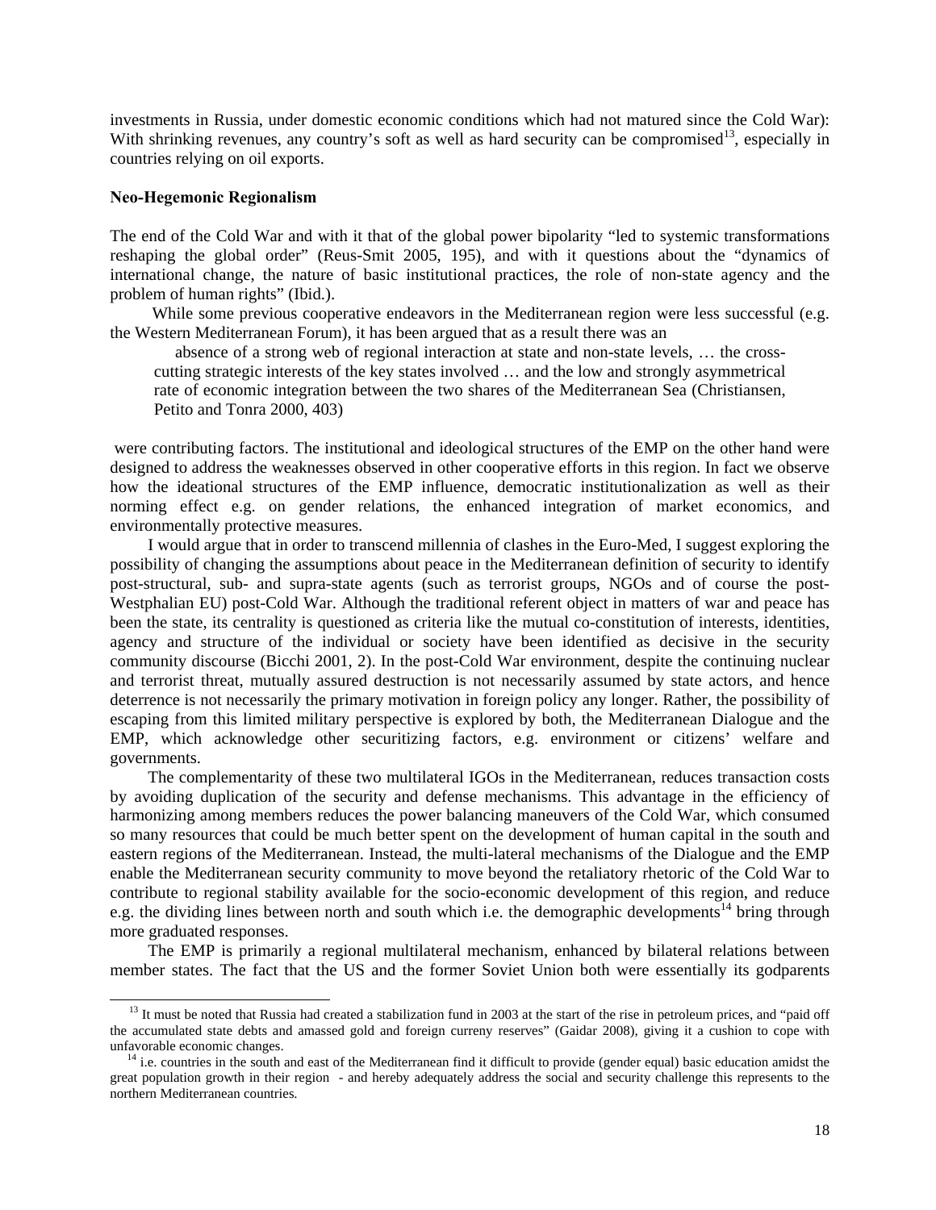investments in Russia, under domestic economic conditions which had not matured since the Cold War): With shrinking revenues, any country's soft as well as hard security can be compromised[13], especially in countries relying on oil exports.

**Neo-Hegemonic Regionalism**

The end of the Cold War and with it that of the global power bipolarity "led to systemic transformations reshaping the global order" (Reus-Smit 2005, 195), and with it questions about the "dynamics of international change, the nature of basic institutional practices, the role of non-state agency and the problem of human rights" (Ibid.).

While some previous cooperative endeavors in the Mediterranean region were less successful (e.g. the Western Mediterranean Forum), it has been argued that as a result there was an

> absence of a strong web of regional interaction at state and non-state levels, … the cross-cutting strategic interests of the key states involved … and the low and strongly asymmetrical rate of economic integration between the two shares of the Mediterranean Sea (Christiansen, Petito and Tonra 2000, 403)

were contributing factors. The institutional and ideological structures of the EMP on the other hand were designed to address the weaknesses observed in other cooperative efforts in this region. In fact we observe how the ideational structures of the EMP influence, democratic institutionalization as well as their norming effect e.g. on gender relations, the enhanced integration of market economics, and environmentally protective measures.

I would argue that in order to transcend millennia of clashes in the Euro-Med, I suggest exploring the possibility of changing the assumptions about peace in the Mediterranean definition of security to identify post-structural, sub- and supra-state agents (such as terrorist groups, NGOs and of course the post-Westphalian EU) post-Cold War. Although the traditional referent object in matters of war and peace has been the state, its centrality is questioned as criteria like the mutual co-constitution of interests, identities, agency and structure of the individual or society have been identified as decisive in the security community discourse (Bicchi 2001, 2). In the post-Cold War environment, despite the continuing nuclear and terrorist threat, mutually assured destruction is not necessarily assumed by state actors, and hence deterrence is not necessarily the primary motivation in foreign policy any longer. Rather, the possibility of escaping from this limited military perspective is explored by both, the Mediterranean Dialogue and the EMP, which acknowledge other securitizing factors, e.g. environment or citizens' welfare and governments.

The complementarity of these two multilateral IGOs in the Mediterranean, reduces transaction costs by avoiding duplication of the security and defense mechanisms. This advantage in the efficiency of harmonizing among members reduces the power balancing maneuvers of the Cold War, which consumed so many resources that could be much better spent on the development of human capital in the south and eastern regions of the Mediterranean. Instead, the multi-lateral mechanisms of the Dialogue and the EMP enable the Mediterranean security community to move beyond the retaliatory rhetoric of the Cold War to contribute to regional stability available for the socio-economic development of this region, and reduce e.g. the dividing lines between north and south which i.e. the demographic developments[14] bring through more graduated responses.

The EMP is primarily a regional multilateral mechanism, enhanced by bilateral relations between member states. The fact that the US and the former Soviet Union both were essentially its godparents

---

[13] It must be noted that Russia had created a stabilization fund in 2003 at the start of the rise in petroleum prices, and "paid off the accumulated state debts and amassed gold and foreign curreny reserves" (Gaidar 2008), giving it a cushion to cope with unfavorable economic changes.

[14] i.e. countries in the south and east of the Mediterranean find it difficult to provide (gender equal) basic education amidst the great population growth in their region - and hereby adequately address the social and security challenge this represents to the northern Mediterranean countries.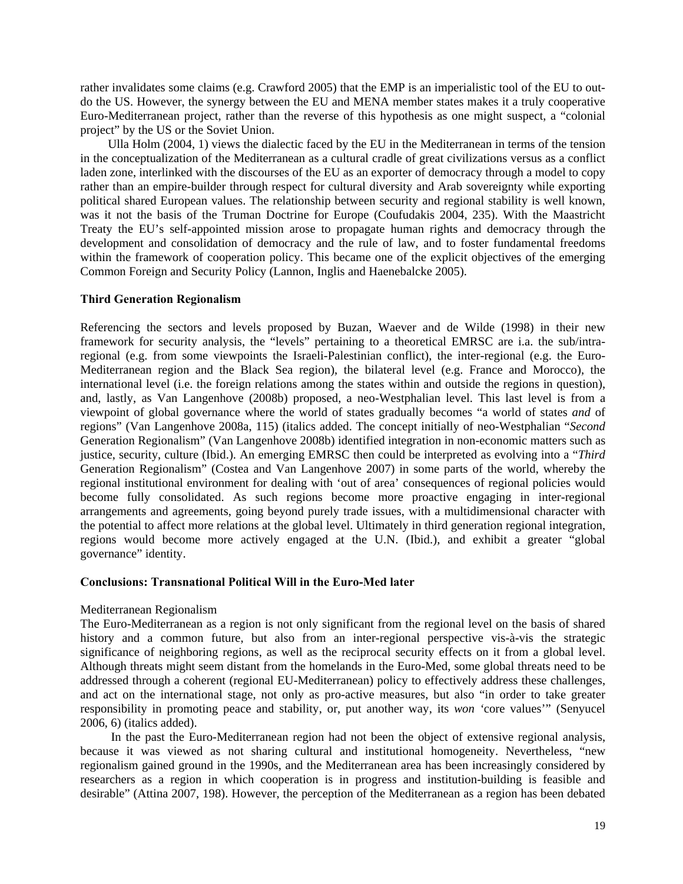rather invalidates some claims (e.g. Crawford 2005) that the EMP is an imperialistic tool of the EU to out-do the US. However, the synergy between the EU and MENA member states makes it a truly cooperative Euro-Mediterranean project, rather than the reverse of this hypothesis as one might suspect, a "colonial project" by the US or the Soviet Union.

Ulla Holm (2004, 1) views the dialectic faced by the EU in the Mediterranean in terms of the tension in the conceptualization of the Mediterranean as a cultural cradle of great civilizations versus as a conflict laden zone, interlinked with the discourses of the EU as an exporter of democracy through a model to copy rather than an empire-builder through respect for cultural diversity and Arab sovereignty while exporting political shared European values. The relationship between security and regional stability is well known, was it not the basis of the Truman Doctrine for Europe (Coufudakis 2004, 235). With the Maastricht Treaty the EU's self-appointed mission arose to propagate human rights and democracy through the development and consolidation of democracy and the rule of law, and to foster fundamental freedoms within the framework of cooperation policy. This became one of the explicit objectives of the emerging Common Foreign and Security Policy (Lannon, Inglis and Haenebalcke 2005).

### Third Generation Regionalism

Referencing the sectors and levels proposed by Buzan, Waever and de Wilde (1998) in their new framework for security analysis, the "levels" pertaining to a theoretical EMRSC are i.a. the sub/intra-regional (e.g. from some viewpoints the Israeli-Palestinian conflict), the inter-regional (e.g. the Euro-Mediterranean region and the Black Sea region), the bilateral level (e.g. France and Morocco), the international level (i.e. the foreign relations among the states within and outside the regions in question), and, lastly, as Van Langenhove (2008b) proposed, a neo-Westphalian level. This last level is from a viewpoint of global governance where the world of states gradually becomes "a world of states *and* of regions" (Van Langenhove 2008a, 115) (italics added. The concept initially of neo-Westphalian "*Second* Generation Regionalism" (Van Langenhove 2008b) identified integration in non-economic matters such as justice, security, culture (Ibid.). An emerging EMRSC then could be interpreted as evolving into a "*Third* Generation Regionalism" (Costea and Van Langenhove 2007) in some parts of the world, whereby the regional institutional environment for dealing with 'out of area' consequences of regional policies would become fully consolidated. As such regions become more proactive engaging in inter-regional arrangements and agreements, going beyond purely trade issues, with a multidimensional character with the potential to affect more relations at the global level. Ultimately in third generation regional integration, regions would become more actively engaged at the U.N. (Ibid.), and exhibit a greater "global governance" identity.

### Conclusions: Transnational Political Will in the Euro-Med later

Mediterranean Regionalism

The Euro-Mediterranean as a region is not only significant from the regional level on the basis of shared history and a common future, but also from an inter-regional perspective vis-à-vis the strategic significance of neighboring regions, as well as the reciprocal security effects on it from a global level. Although threats might seem distant from the homelands in the Euro-Med, some global threats need to be addressed through a coherent (regional EU-Mediterranean) policy to effectively address these challenges, and act on the international stage, not only as pro-active measures, but also "in order to take greater responsibility in promoting peace and stability, or, put another way, its *won* 'core values'" (Senyucel 2006, 6) (italics added).

In the past the Euro-Mediterranean region had not been the object of extensive regional analysis, because it was viewed as not sharing cultural and institutional homogeneity. Nevertheless, "new regionalism gained ground in the 1990s, and the Mediterranean area has been increasingly considered by researchers as a region in which cooperation is in progress and institution-building is feasible and desirable" (Attina 2007, 198). However, the perception of the Mediterranean as a region has been debated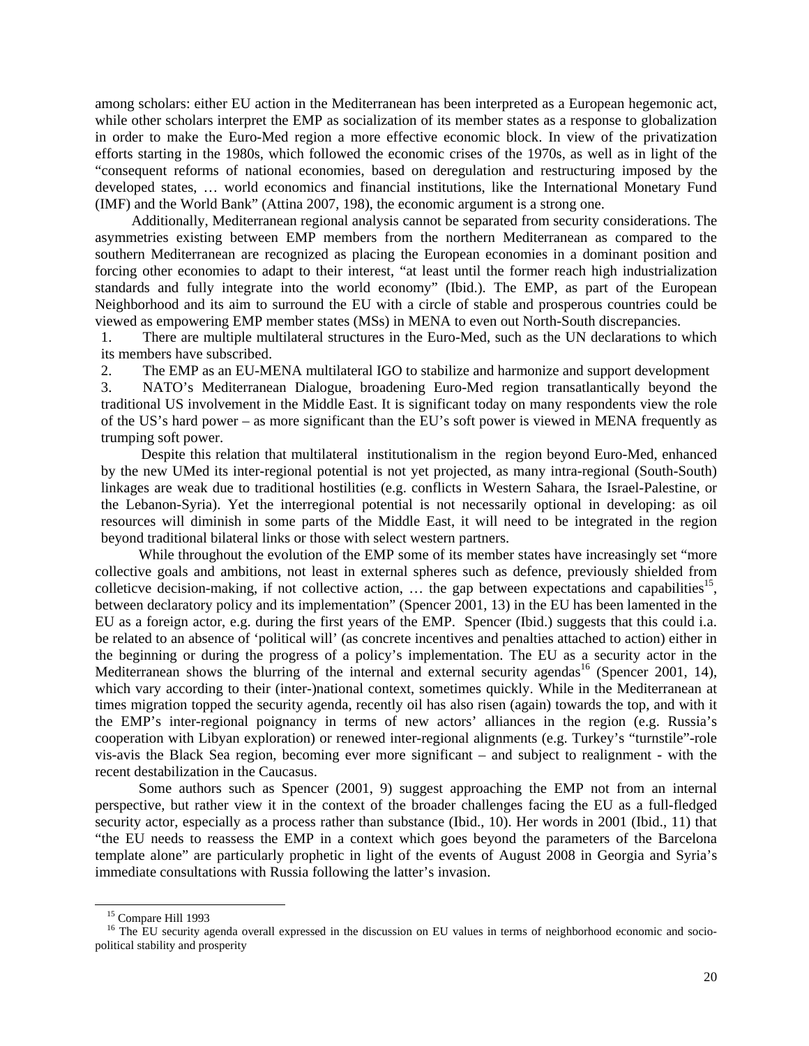among scholars: either EU action in the Mediterranean has been interpreted as a European hegemonic act, while other scholars interpret the EMP as socialization of its member states as a response to globalization in order to make the Euro-Med region a more effective economic block. In view of the privatization efforts starting in the 1980s, which followed the economic crises of the 1970s, as well as in light of the "consequent reforms of national economies, based on deregulation and restructuring imposed by the developed states, … world economics and financial institutions, like the International Monetary Fund (IMF) and the World Bank" (Attina 2007, 198), the economic argument is a strong one.

Additionally, Mediterranean regional analysis cannot be separated from security considerations. The asymmetries existing between EMP members from the northern Mediterranean as compared to the southern Mediterranean are recognized as placing the European economies in a dominant position and forcing other economies to adapt to their interest, "at least until the former reach high industrialization standards and fully integrate into the world economy" (Ibid.). The EMP, as part of the European Neighborhood and its aim to surround the EU with a circle of stable and prosperous countries could be viewed as empowering EMP member states (MSs) in MENA to even out North-South discrepancies.

1. There are multiple multilateral structures in the Euro-Med, such as the UN declarations to which its members have subscribed.
2. The EMP as an EU-MENA multilateral IGO to stabilize and harmonize and support development
3. NATO's Mediterranean Dialogue, broadening Euro-Med region transatlantically beyond the traditional US involvement in the Middle East. It is significant today on many respondents view the role of the US's hard power – as more significant than the EU's soft power is viewed in MENA frequently as trumping soft power.

Despite this relation that multilateral institutionalism in the region beyond Euro-Med, enhanced by the new UMed its inter-regional potential is not yet projected, as many intra-regional (South-South) linkages are weak due to traditional hostilities (e.g. conflicts in Western Sahara, the Israel-Palestine, or the Lebanon-Syria). Yet the interregional potential is not necessarily optional in developing: as oil resources will diminish in some parts of the Middle East, it will need to be integrated in the region beyond traditional bilateral links or those with select western partners.

While throughout the evolution of the EMP some of its member states have increasingly set "more collective goals and ambitions, not least in external spheres such as defence, previously shielded from colleticve decision-making, if not collective action, … the gap between expectations and capabilities[15], between declaratory policy and its implementation" (Spencer 2001, 13) in the EU has been lamented in the EU as a foreign actor, e.g. during the first years of the EMP. Spencer (Ibid.) suggests that this could i.a. be related to an absence of 'political will' (as concrete incentives and penalties attached to action) either in the beginning or during the progress of a policy's implementation. The EU as a security actor in the Mediterranean shows the blurring of the internal and external security agendas[16] (Spencer 2001, 14), which vary according to their (inter-)national context, sometimes quickly. While in the Mediterranean at times migration topped the security agenda, recently oil has also risen (again) towards the top, and with it the EMP's inter-regional poignancy in terms of new actors' alliances in the region (e.g. Russia's cooperation with Libyan exploration) or renewed inter-regional alignments (e.g. Turkey's "turnstile"-role vis-avis the Black Sea region, becoming ever more significant – and subject to realignment - with the recent destabilization in the Caucasus.

Some authors such as Spencer (2001, 9) suggest approaching the EMP not from an internal perspective, but rather view it in the context of the broader challenges facing the EU as a full-fledged security actor, especially as a process rather than substance (Ibid., 10). Her words in 2001 (Ibid., 11) that "the EU needs to reassess the EMP in a context which goes beyond the parameters of the Barcelona template alone" are particularly prophetic in light of the events of August 2008 in Georgia and Syria's immediate consultations with Russia following the latter's invasion.

---

[15] Compare Hill 1993

[16] The EU security agenda overall expressed in the discussion on EU values in terms of neighborhood economic and socio-political stability and prosperity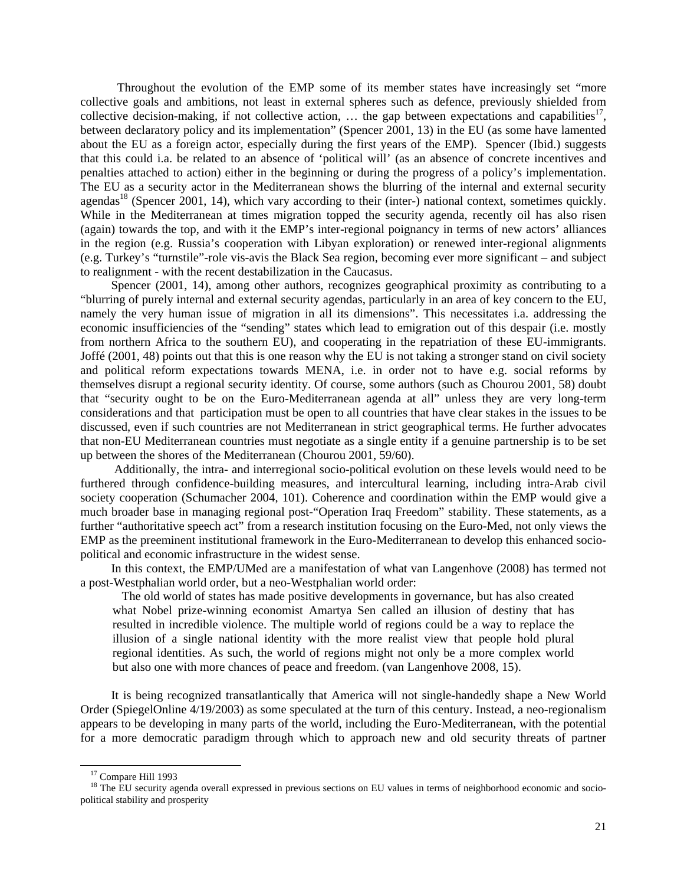Throughout the evolution of the EMP some of its member states have increasingly set "more collective goals and ambitions, not least in external spheres such as defence, previously shielded from collective decision-making, if not collective action, … the gap between expectations and capabilities[17], between declaratory policy and its implementation" (Spencer 2001, 13) in the EU (as some have lamented about the EU as a foreign actor, especially during the first years of the EMP). Spencer (Ibid.) suggests that this could i.a. be related to an absence of 'political will' (as an absence of concrete incentives and penalties attached to action) either in the beginning or during the progress of a policy's implementation. The EU as a security actor in the Mediterranean shows the blurring of the internal and external security agendas[18] (Spencer 2001, 14), which vary according to their (inter-) national context, sometimes quickly. While in the Mediterranean at times migration topped the security agenda, recently oil has also risen (again) towards the top, and with it the EMP's inter-regional poignancy in terms of new actors' alliances in the region (e.g. Russia's cooperation with Libyan exploration) or renewed inter-regional alignments (e.g. Turkey's "turnstile"-role vis-avis the Black Sea region, becoming ever more significant – and subject to realignment - with the recent destabilization in the Caucasus.

Spencer (2001, 14), among other authors, recognizes geographical proximity as contributing to a "blurring of purely internal and external security agendas, particularly in an area of key concern to the EU, namely the very human issue of migration in all its dimensions". This necessitates i.a. addressing the economic insufficiencies of the "sending" states which lead to emigration out of this despair (i.e. mostly from northern Africa to the southern EU), and cooperating in the repatriation of these EU-immigrants. Joffé (2001, 48) points out that this is one reason why the EU is not taking a stronger stand on civil society and political reform expectations towards MENA, i.e. in order not to have e.g. social reforms by themselves disrupt a regional security identity. Of course, some authors (such as Chourou 2001, 58) doubt that "security ought to be on the Euro-Mediterranean agenda at all" unless they are very long-term considerations and that participation must be open to all countries that have clear stakes in the issues to be discussed, even if such countries are not Mediterranean in strict geographical terms. He further advocates that non-EU Mediterranean countries must negotiate as a single entity if a genuine partnership is to be set up between the shores of the Mediterranean (Chourou 2001, 59/60).

Additionally, the intra- and interregional socio-political evolution on these levels would need to be furthered through confidence-building measures, and intercultural learning, including intra-Arab civil society cooperation (Schumacher 2004, 101). Coherence and coordination within the EMP would give a much broader base in managing regional post-"Operation Iraq Freedom" stability. These statements, as a further "authoritative speech act" from a research institution focusing on the Euro-Med, not only views the EMP as the preeminent institutional framework in the Euro-Mediterranean to develop this enhanced socio-political and economic infrastructure in the widest sense.

In this context, the EMP/UMed are a manifestation of what van Langenhove (2008) has termed not a post-Westphalian world order, but a neo-Westphalian world order:

> The old world of states has made positive developments in governance, but has also created what Nobel prize-winning economist Amartya Sen called an illusion of destiny that has resulted in incredible violence. The multiple world of regions could be a way to replace the illusion of a single national identity with the more realist view that people hold plural regional identities. As such, the world of regions might not only be a more complex world but also one with more chances of peace and freedom. (van Langenhove 2008, 15).

It is being recognized transatlantically that America will not single-handedly shape a New World Order (SpiegelOnline 4/19/2003) as some speculated at the turn of this century. Instead, a neo-regionalism appears to be developing in many parts of the world, including the Euro-Mediterranean, with the potential for a more democratic paradigm through which to approach new and old security threats of partner

---

[17] Compare Hill 1993

[18] The EU security agenda overall expressed in previous sections on EU values in terms of neighborhood economic and socio-political stability and prosperity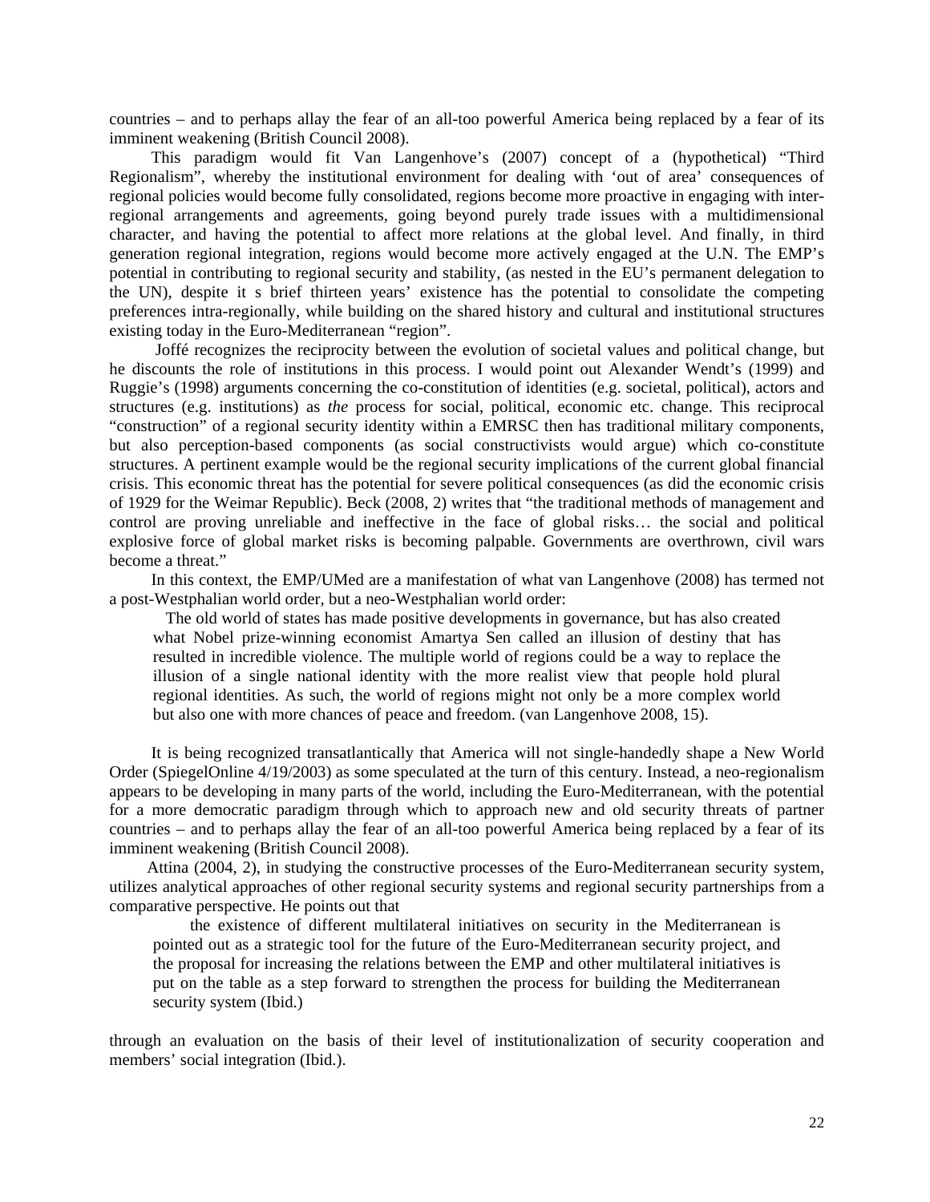countries – and to perhaps allay the fear of an all-too powerful America being replaced by a fear of its imminent weakening (British Council 2008).

This paradigm would fit Van Langenhove's (2007) concept of a (hypothetical) "Third Regionalism", whereby the institutional environment for dealing with 'out of area' consequences of regional policies would become fully consolidated, regions become more proactive in engaging with inter-regional arrangements and agreements, going beyond purely trade issues with a multidimensional character, and having the potential to affect more relations at the global level. And finally, in third generation regional integration, regions would become more actively engaged at the U.N. The EMP's potential in contributing to regional security and stability, (as nested in the EU's permanent delegation to the UN), despite it s brief thirteen years' existence has the potential to consolidate the competing preferences intra-regionally, while building on the shared history and cultural and institutional structures existing today in the Euro-Mediterranean "region".

Joffé recognizes the reciprocity between the evolution of societal values and political change, but he discounts the role of institutions in this process. I would point out Alexander Wendt's (1999) and Ruggie's (1998) arguments concerning the co-constitution of identities (e.g. societal, political), actors and structures (e.g. institutions) as *the* process for social, political, economic etc. change. This reciprocal "construction" of a regional security identity within a EMRSC then has traditional military components, but also perception-based components (as social constructivists would argue) which co-constitute structures. A pertinent example would be the regional security implications of the current global financial crisis. This economic threat has the potential for severe political consequences (as did the economic crisis of 1929 for the Weimar Republic). Beck (2008, 2) writes that "the traditional methods of management and control are proving unreliable and ineffective in the face of global risks… the social and political explosive force of global market risks is becoming palpable. Governments are overthrown, civil wars become a threat."

In this context, the EMP/UMed are a manifestation of what van Langenhove (2008) has termed not a post-Westphalian world order, but a neo-Westphalian world order:

> The old world of states has made positive developments in governance, but has also created what Nobel prize-winning economist Amartya Sen called an illusion of destiny that has resulted in incredible violence. The multiple world of regions could be a way to replace the illusion of a single national identity with the more realist view that people hold plural regional identities. As such, the world of regions might not only be a more complex world but also one with more chances of peace and freedom. (van Langenhove 2008, 15).

It is being recognized transatlantically that America will not single-handedly shape a New World Order (SpiegelOnline 4/19/2003) as some speculated at the turn of this century. Instead, a neo-regionalism appears to be developing in many parts of the world, including the Euro-Mediterranean, with the potential for a more democratic paradigm through which to approach new and old security threats of partner countries – and to perhaps allay the fear of an all-too powerful America being replaced by a fear of its imminent weakening (British Council 2008).

Attina (2004, 2), in studying the constructive processes of the Euro-Mediterranean security system, utilizes analytical approaches of other regional security systems and regional security partnerships from a comparative perspective. He points out that

> the existence of different multilateral initiatives on security in the Mediterranean is pointed out as a strategic tool for the future of the Euro-Mediterranean security project, and the proposal for increasing the relations between the EMP and other multilateral initiatives is put on the table as a step forward to strengthen the process for building the Mediterranean security system (Ibid.)

through an evaluation on the basis of their level of institutionalization of security cooperation and members' social integration (Ibid.).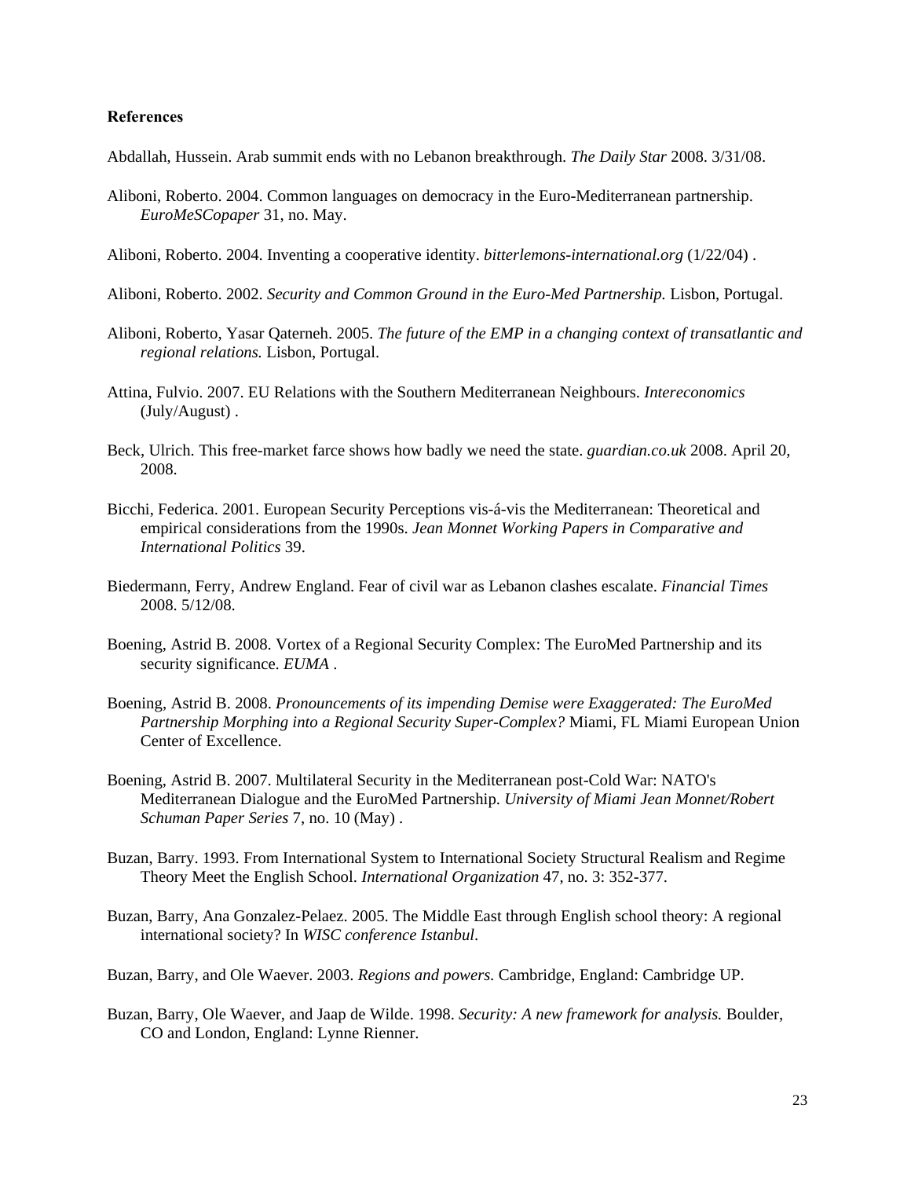**References**

Abdallah, Hussein. Arab summit ends with no Lebanon breakthrough. *The Daily Star* 2008. 3/31/08.

Aliboni, Roberto. 2004. Common languages on democracy in the Euro-Mediterranean partnership. *EuroMeSCopaper* 31, no. May.

Aliboni, Roberto. 2004. Inventing a cooperative identity. *bitterlemons-international.org* (1/22/04) .

Aliboni, Roberto. 2002. *Security and Common Ground in the Euro-Med Partnership.* Lisbon, Portugal.

Aliboni, Roberto, Yasar Qaterneh. 2005. *The future of the EMP in a changing context of transatlantic and regional relations.* Lisbon, Portugal.

Attina, Fulvio. 2007. EU Relations with the Southern Mediterranean Neighbours. *Intereconomics* (July/August) .

Beck, Ulrich. This free-market farce shows how badly we need the state. *guardian.co.uk* 2008. April 20, 2008.

Bicchi, Federica. 2001. European Security Perceptions vis-á-vis the Mediterranean: Theoretical and empirical considerations from the 1990s. *Jean Monnet Working Papers in Comparative and International Politics* 39.

Biedermann, Ferry, Andrew England. Fear of civil war as Lebanon clashes escalate. *Financial Times* 2008. 5/12/08.

Boening, Astrid B. 2008. Vortex of a Regional Security Complex: The EuroMed Partnership and its security significance. *EUMA* .

Boening, Astrid B. 2008. *Pronouncements of its impending Demise were Exaggerated: The EuroMed Partnership Morphing into a Regional Security Super-Complex?* Miami, FL Miami European Union Center of Excellence.

Boening, Astrid B. 2007. Multilateral Security in the Mediterranean post-Cold War: NATO's Mediterranean Dialogue and the EuroMed Partnership. *University of Miami Jean Monnet/Robert Schuman Paper Series* 7, no. 10 (May) .

Buzan, Barry. 1993. From International System to International Society Structural Realism and Regime Theory Meet the English School. *International Organization* 47, no. 3: 352-377.

Buzan, Barry, Ana Gonzalez-Pelaez. 2005. The Middle East through English school theory: A regional international society? In *WISC conference Istanbul*.

Buzan, Barry, and Ole Waever. 2003. *Regions and powers.* Cambridge, England: Cambridge UP.

Buzan, Barry, Ole Waever, and Jaap de Wilde. 1998. *Security: A new framework for analysis.* Boulder, CO and London, England: Lynne Rienner.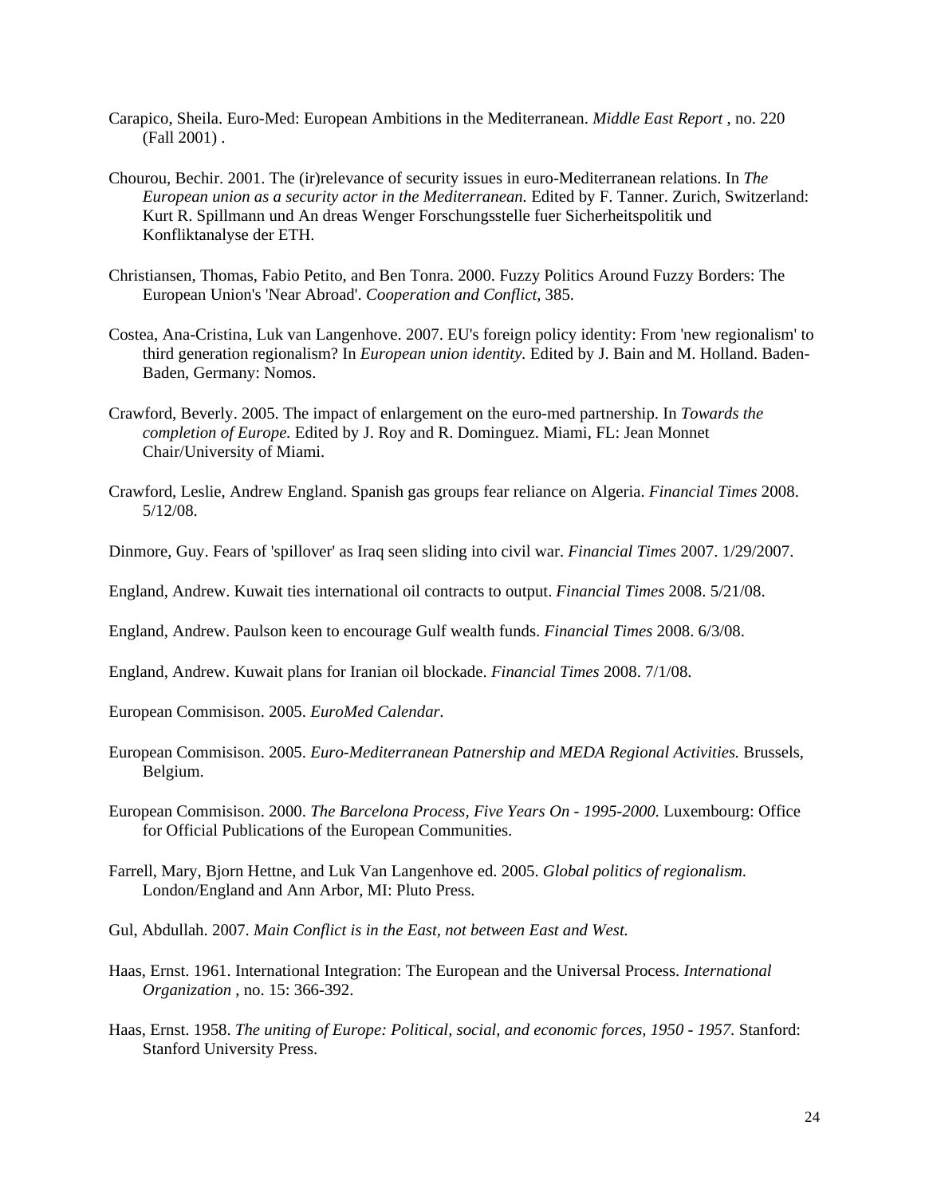Carapico, Sheila. Euro-Med: European Ambitions in the Mediterranean. *Middle East Report* , no. 220 (Fall 2001) .

Chourou, Bechir. 2001. The (ir)relevance of security issues in euro-Mediterranean relations. In *The European union as a security actor in the Mediterranean.* Edited by F. Tanner. Zurich, Switzerland: Kurt R. Spillmann und An dreas Wenger Forschungsstelle fuer Sicherheitspolitik und Konfliktanalyse der ETH.

Christiansen, Thomas, Fabio Petito, and Ben Tonra. 2000. Fuzzy Politics Around Fuzzy Borders: The European Union's 'Near Abroad'. *Cooperation and Conflict,* 385.

Costea, Ana-Cristina, Luk van Langenhove. 2007. EU's foreign policy identity: From 'new regionalism' to third generation regionalism? In *European union identity.* Edited by J. Bain and M. Holland. Baden-Baden, Germany: Nomos.

Crawford, Beverly. 2005. The impact of enlargement on the euro-med partnership. In *Towards the completion of Europe.* Edited by J. Roy and R. Dominguez. Miami, FL: Jean Monnet Chair/University of Miami.

Crawford, Leslie, Andrew England. Spanish gas groups fear reliance on Algeria. *Financial Times* 2008. 5/12/08.

Dinmore, Guy. Fears of 'spillover' as Iraq seen sliding into civil war. *Financial Times* 2007. 1/29/2007.

England, Andrew. Kuwait ties international oil contracts to output. *Financial Times* 2008. 5/21/08.

England, Andrew. Paulson keen to encourage Gulf wealth funds. *Financial Times* 2008. 6/3/08.

England, Andrew. Kuwait plans for Iranian oil blockade. *Financial Times* 2008. 7/1/08.

European Commisison. 2005. *EuroMed Calendar.*

European Commisison. 2005. *Euro-Mediterranean Patnership and MEDA Regional Activities.* Brussels, Belgium.

European Commisison. 2000. *The Barcelona Process, Five Years On - 1995-2000.* Luxembourg: Office for Official Publications of the European Communities.

Farrell, Mary, Bjorn Hettne, and Luk Van Langenhove ed. 2005. *Global politics of regionalism.* London/England and Ann Arbor, MI: Pluto Press.

Gul, Abdullah. 2007. *Main Conflict is in the East, not between East and West.*

Haas, Ernst. 1961. International Integration: The European and the Universal Process. *International Organization* , no. 15: 366-392.

Haas, Ernst. 1958. *The uniting of Europe: Political, social, and economic forces, 1950 - 1957.* Stanford: Stanford University Press.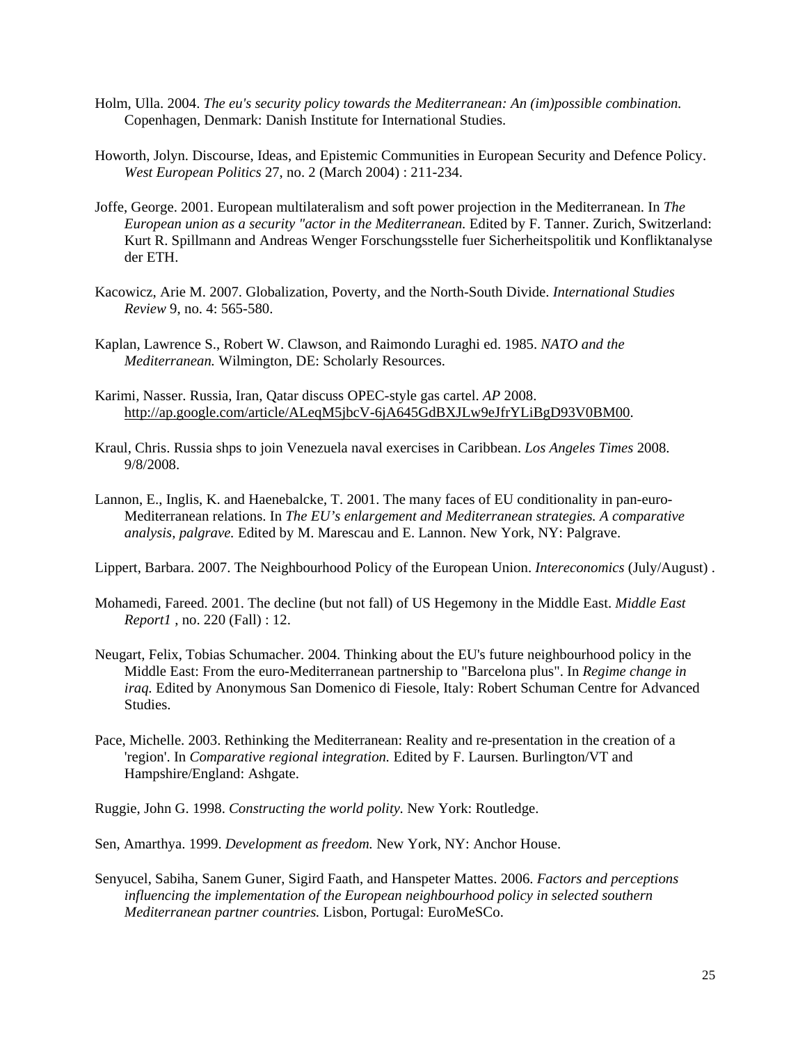Holm, Ulla. 2004. *The eu's security policy towards the Mediterranean: An (im)possible combination.* Copenhagen, Denmark: Danish Institute for International Studies.

Howorth, Jolyn. Discourse, Ideas, and Epistemic Communities in European Security and Defence Policy. *West European Politics* 27, no. 2 (March 2004) : 211-234.

Joffe, George. 2001. European multilateralism and soft power projection in the Mediterranean. In *The European union as a security "actor in the Mediterranean.* Edited by F. Tanner. Zurich, Switzerland: Kurt R. Spillmann and Andreas Wenger Forschungsstelle fuer Sicherheitspolitik und Konfliktanalyse der ETH.

Kacowicz, Arie M. 2007. Globalization, Poverty, and the North-South Divide. *International Studies Review* 9, no. 4: 565-580.

Kaplan, Lawrence S., Robert W. Clawson, and Raimondo Luraghi ed. 1985. *NATO and the Mediterranean.* Wilmington, DE: Scholarly Resources.

Karimi, Nasser. Russia, Iran, Qatar discuss OPEC-style gas cartel. *AP* 2008. http://ap.google.com/article/ALeqM5jbcV-6jA645GdBXJLw9eJfrYLiBgD93V0BM00.

Kraul, Chris. Russia shps to join Venezuela naval exercises in Caribbean. *Los Angeles Times* 2008. 9/8/2008.

Lannon, E., Inglis, K. and Haenebalcke, T. 2001. The many faces of EU conditionality in pan-euro-Mediterranean relations. In *The EU's enlargement and Mediterranean strategies. A comparative analysis, palgrave.* Edited by M. Marescau and E. Lannon. New York, NY: Palgrave.

Lippert, Barbara. 2007. The Neighbourhood Policy of the European Union. *Intereconomics* (July/August) .

Mohamedi, Fareed. 2001. The decline (but not fall) of US Hegemony in the Middle East. *Middle East Report1* , no. 220 (Fall) : 12.

Neugart, Felix, Tobias Schumacher. 2004. Thinking about the EU's future neighbourhood policy in the Middle East: From the euro-Mediterranean partnership to "Barcelona plus". In *Regime change in iraq.* Edited by Anonymous San Domenico di Fiesole, Italy: Robert Schuman Centre for Advanced Studies.

Pace, Michelle. 2003. Rethinking the Mediterranean: Reality and re-presentation in the creation of a 'region'. In *Comparative regional integration.* Edited by F. Laursen. Burlington/VT and Hampshire/England: Ashgate.

Ruggie, John G. 1998. *Constructing the world polity.* New York: Routledge.

Sen, Amarthya. 1999. *Development as freedom.* New York, NY: Anchor House.

Senyucel, Sabiha, Sanem Guner, Sigird Faath, and Hanspeter Mattes. 2006. *Factors and perceptions influencing the implementation of the European neighbourhood policy in selected southern Mediterranean partner countries.* Lisbon, Portugal: EuroMeSCo.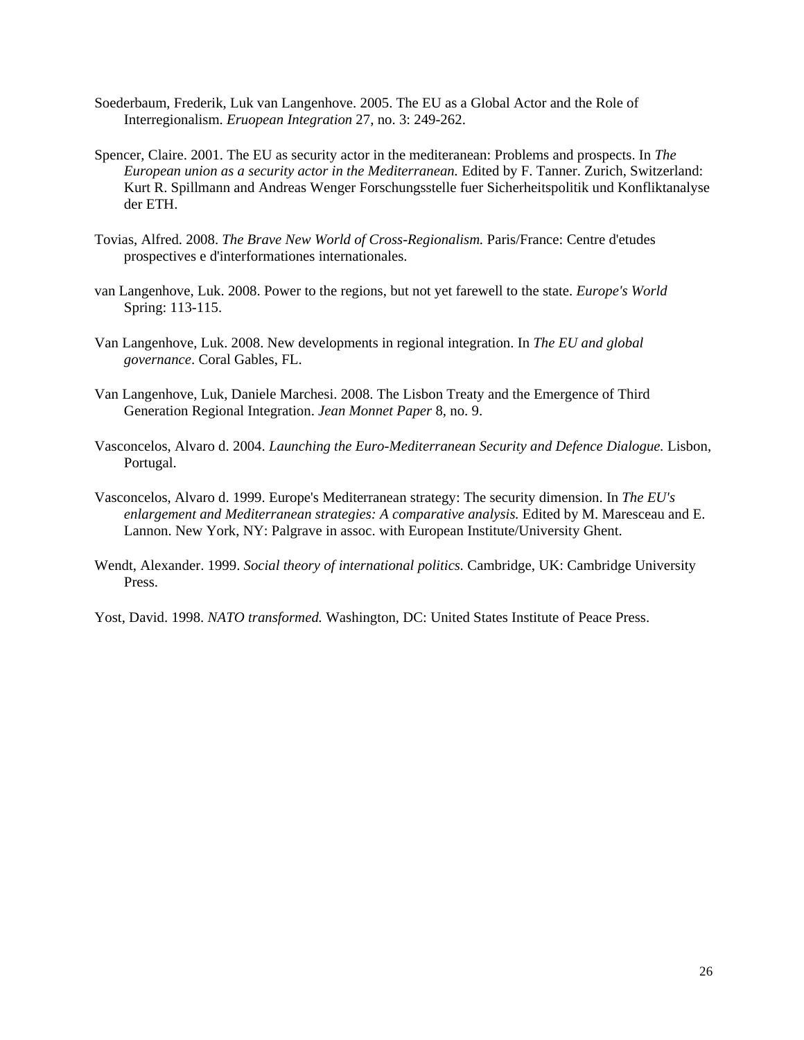Soederbaum, Frederik, Luk van Langenhove. 2005. The EU as a Global Actor and the Role of Interregionalism. *Eruopean Integration* 27, no. 3: 249-262.

Spencer, Claire. 2001. The EU as security actor in the mediteranean: Problems and prospects. In *The European union as a security actor in the Mediterranean.* Edited by F. Tanner. Zurich, Switzerland: Kurt R. Spillmann and Andreas Wenger Forschungsstelle fuer Sicherheitspolitik und Konfliktanalyse der ETH.

Tovias, Alfred. 2008. *The Brave New World of Cross-Regionalism.* Paris/France: Centre d'etudes prospectives e d'interformationes internationales.

van Langenhove, Luk. 2008. Power to the regions, but not yet farewell to the state. *Europe's World* Spring: 113-115.

Van Langenhove, Luk. 2008. New developments in regional integration. In *The EU and global governance*. Coral Gables, FL.

Van Langenhove, Luk, Daniele Marchesi. 2008. The Lisbon Treaty and the Emergence of Third Generation Regional Integration. *Jean Monnet Paper* 8, no. 9.

Vasconcelos, Alvaro d. 2004. *Launching the Euro-Mediterranean Security and Defence Dialogue.* Lisbon, Portugal.

Vasconcelos, Alvaro d. 1999. Europe's Mediterranean strategy: The security dimension. In *The EU's enlargement and Mediterranean strategies: A comparative analysis.* Edited by M. Maresceau and E. Lannon. New York, NY: Palgrave in assoc. with European Institute/University Ghent.

Wendt, Alexander. 1999. *Social theory of international politics.* Cambridge, UK: Cambridge University Press.

Yost, David. 1998. *NATO transformed.* Washington, DC: United States Institute of Peace Press.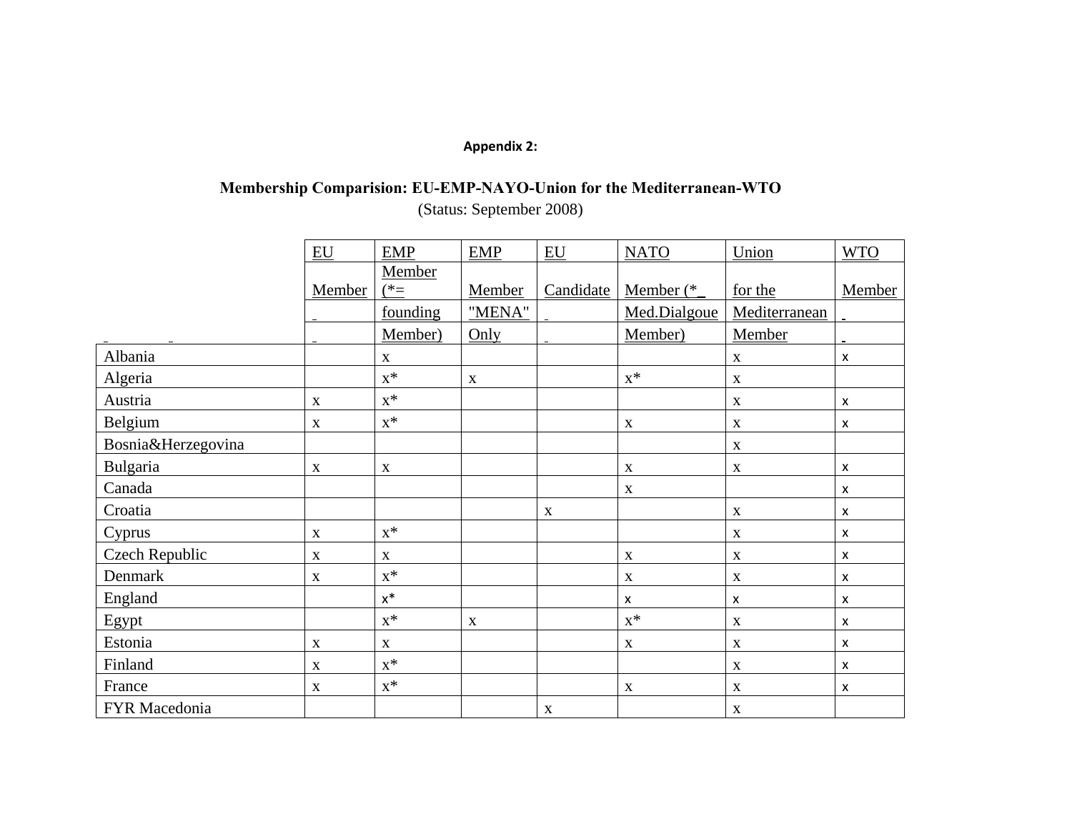**Appendix 2:**

**Membership Comparision: EU-EMP-NAYO-Union for the Mediterranean-WTO**

(Status: September 2008)

| | EU Member | EMP Member (*= founding Member) | EMP Member "MENA" Only | EU Candidate | NATO Member (*_ Med.Dialgoue Member) | Union for the Mediterranean Member | WTO Member |
|---|---|---|---|---|---|---|---|
| Albania | | x | | | | x | x |
| Algeria | | x* | x | | x* | x | |
| Austria | x | x* | | | | x | x |
| Belgium | x | x* | | | x | x | x |
| Bosnia&Herzegovina | | | | | | x | |
| Bulgaria | x | x | | | x | x | x |
| Canada | | | | | x | | x |
| Croatia | | | | x | | x | x |
| Cyprus | x | x* | | | | x | x |
| Czech Republic | x | x | | | x | x | x |
| Denmark | x | x* | | | x | x | x |
| England | | x* | | | x | x | x |
| Egypt | | x* | x | | x* | x | x |
| Estonia | x | x | | | x | x | x |
| Finland | x | x* | | | | x | x |
| France | x | x* | | | x | x | x |
| FYR Macedonia | | | | x | | x | |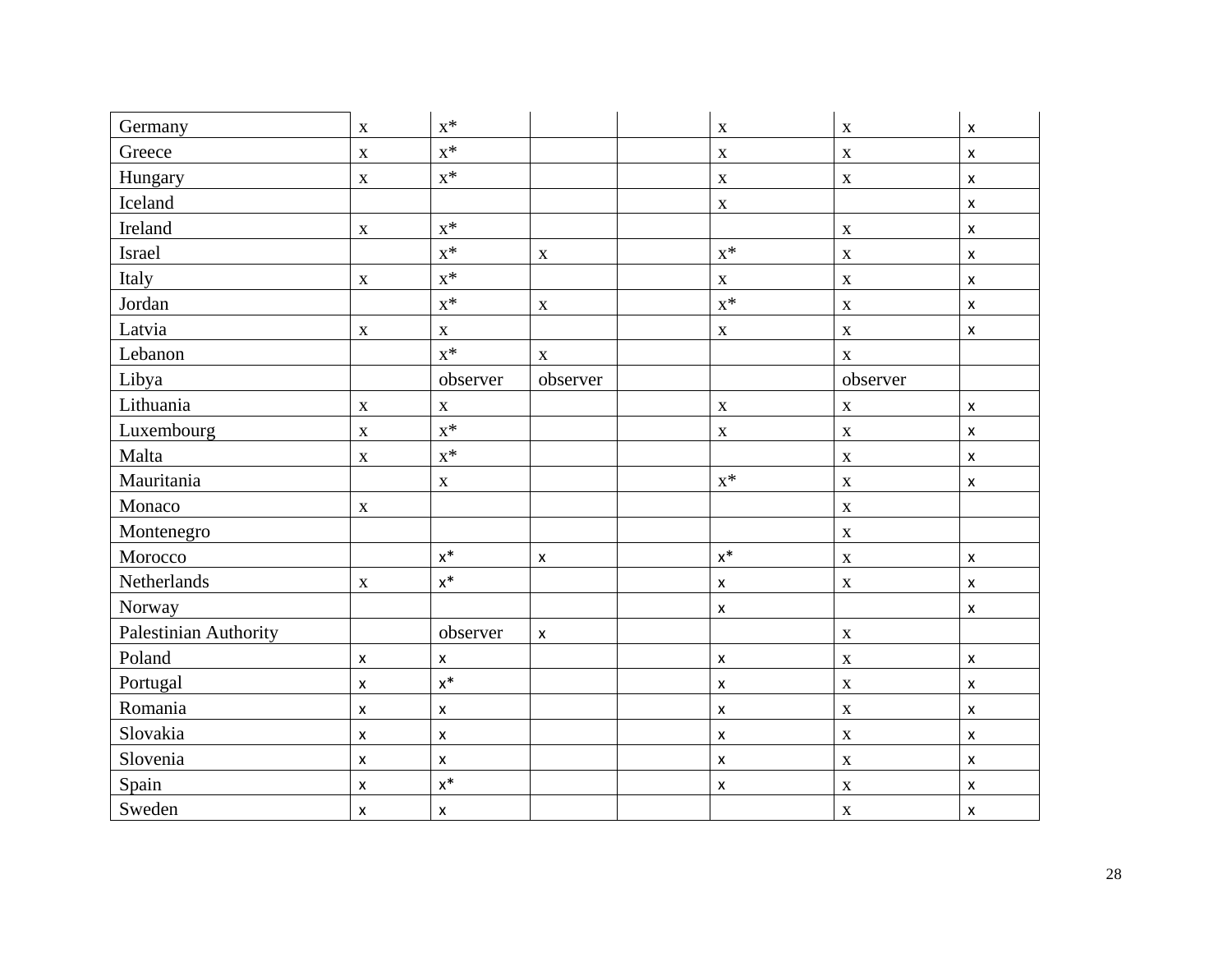| | | | | | | | |
|---|---|---|---|---|---|---|---|
| Germany | x | x* | | | x | x | x |
| Greece | x | x* | | | x | x | x |
| Hungary | x | x* | | | x | x | x |
| Iceland | | | | | x | | x |
| Ireland | x | x* | | | | x | x |
| Israel | | x* | x | | x* | x | x |
| Italy | x | x* | | | x | x | x |
| Jordan | | x* | x | | x* | x | x |
| Latvia | x | x | | | x | x | x |
| Lebanon | | x* | x | | | x | |
| Libya | | observer | observer | | | observer | |
| Lithuania | x | x | | | x | x | x |
| Luxembourg | x | x* | | | x | x | x |
| Malta | x | x* | | | | x | x |
| Mauritania | | x | | | x* | x | x |
| Monaco | x | | | | | x | |
| Montenegro | | | | | | x | |
| Morocco | | x* | x | | x* | x | x |
| Netherlands | x | x* | | | x | x | x |
| Norway | | | | | x | | x |
| Palestinian Authority | | observer | x | | | x | |
| Poland | x | x | | | x | x | x |
| Portugal | x | x* | | | x | x | x |
| Romania | x | x | | | x | x | x |
| Slovakia | x | x | | | x | x | x |
| Slovenia | x | x | | | x | x | x |
| Spain | x | x* | | | x | x | x |
| Sweden | x | x | | | | x | x |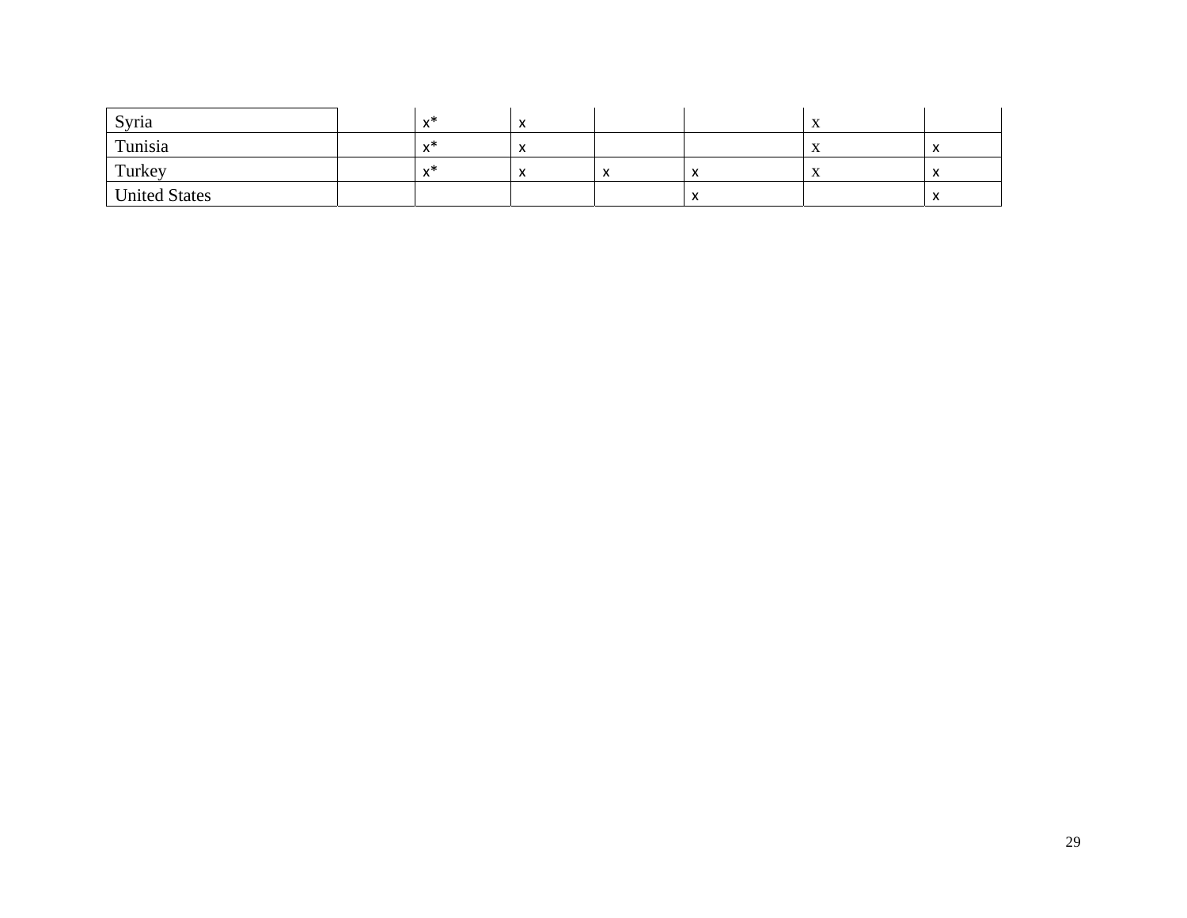| | | | | | | | |
|---|---|---|---|---|---|---|---|
| Syria | | x* | x | | | x | |
| Tunisia | | x* | x | | | x | x |
| Turkey | | x* | x | x | x | x | x |
| United States | | | | | x | | x |